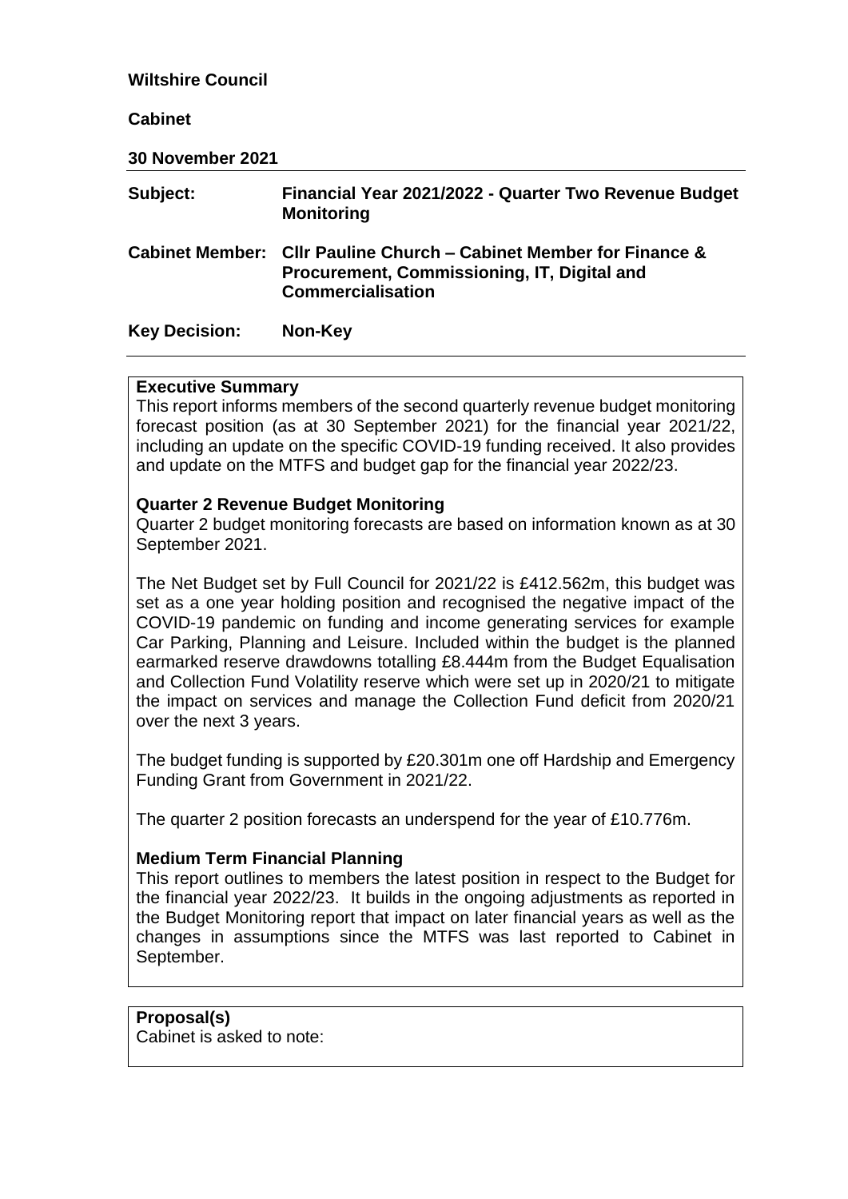**Wiltshire Council**

**Cabinet**

**30 November 2021**

| | |
|---|---|
| **Subject:** | **Financial Year 2021/2022 - Quarter Two Revenue Budget Monitoring** |
| **Cabinet Member:** | **Cllr Pauline Church – Cabinet Member for Finance & Procurement, Commissioning, IT, Digital and Commercialisation** |
| **Key Decision:** | **Non-Key** |

**Executive Summary**

This report informs members of the second quarterly revenue budget monitoring forecast position (as at 30 September 2021) for the financial year 2021/22, including an update on the specific COVID-19 funding received. It also provides and update on the MTFS and budget gap for the financial year 2022/23.

**Quarter 2 Revenue Budget Monitoring**

Quarter 2 budget monitoring forecasts are based on information known as at 30 September 2021.

The Net Budget set by Full Council for 2021/22 is £412.562m, this budget was set as a one year holding position and recognised the negative impact of the COVID-19 pandemic on funding and income generating services for example Car Parking, Planning and Leisure. Included within the budget is the planned earmarked reserve drawdowns totalling £8.444m from the Budget Equalisation and Collection Fund Volatility reserve which were set up in 2020/21 to mitigate the impact on services and manage the Collection Fund deficit from 2020/21 over the next 3 years.

The budget funding is supported by £20.301m one off Hardship and Emergency Funding Grant from Government in 2021/22.

The quarter 2 position forecasts an underspend for the year of £10.776m.

**Medium Term Financial Planning**

This report outlines to members the latest position in respect to the Budget for the financial year 2022/23. It builds in the ongoing adjustments as reported in the Budget Monitoring report that impact on later financial years as well as the changes in assumptions since the MTFS was last reported to Cabinet in September.

**Proposal(s)**

Cabinet is asked to note: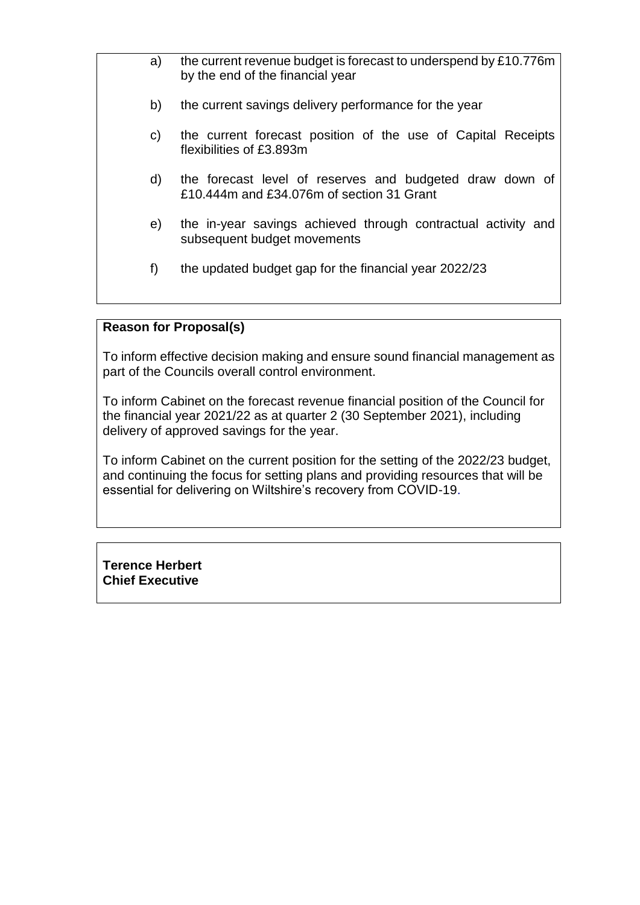a) the current revenue budget is forecast to underspend by £10.776m by the end of the financial year

b) the current savings delivery performance for the year

c) the current forecast position of the use of Capital Receipts flexibilities of £3.893m

d) the forecast level of reserves and budgeted draw down of £10.444m and £34.076m of section 31 Grant

e) the in-year savings achieved through contractual activity and subsequent budget movements

f) the updated budget gap for the financial year 2022/23

**Reason for Proposal(s)**

To inform effective decision making and ensure sound financial management as part of the Councils overall control environment.

To inform Cabinet on the forecast revenue financial position of the Council for the financial year 2021/22 as at quarter 2 (30 September 2021), including delivery of approved savings for the year.

To inform Cabinet on the current position for the setting of the 2022/23 budget, and continuing the focus for setting plans and providing resources that will be essential for delivering on Wiltshire's recovery from COVID-19.

**Terence Herbert**
**Chief Executive**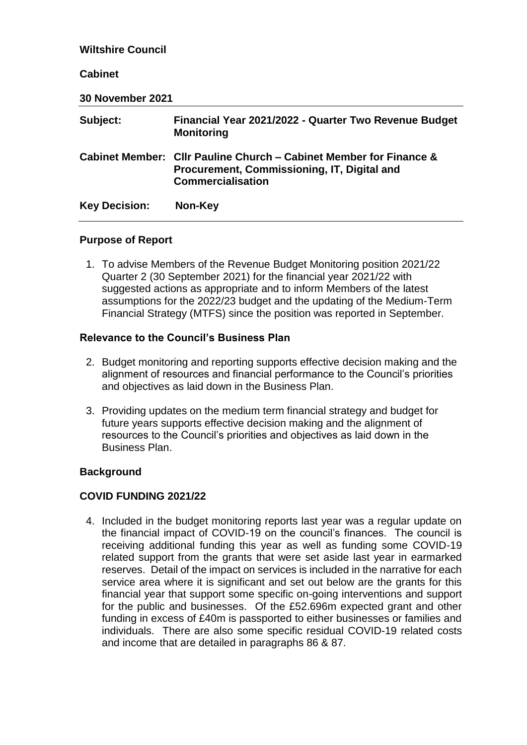**Wiltshire Council**

**Cabinet**

**30 November 2021**

| | |
|---|---|
| **Subject:** | **Financial Year 2021/2022 - Quarter Two Revenue Budget Monitoring** |
| **Cabinet Member:** | **Cllr Pauline Church – Cabinet Member for Finance & Procurement, Commissioning, IT, Digital and Commercialisation** |
| **Key Decision:** | **Non-Key** |

## Purpose of Report

1. To advise Members of the Revenue Budget Monitoring position 2021/22 Quarter 2 (30 September 2021) for the financial year 2021/22 with suggested actions as appropriate and to inform Members of the latest assumptions for the 2022/23 budget and the updating of the Medium-Term Financial Strategy (MTFS) since the position was reported in September.

## Relevance to the Council's Business Plan

2. Budget monitoring and reporting supports effective decision making and the alignment of resources and financial performance to the Council's priorities and objectives as laid down in the Business Plan.

3. Providing updates on the medium term financial strategy and budget for future years supports effective decision making and the alignment of resources to the Council's priorities and objectives as laid down in the Business Plan.

## Background

## COVID FUNDING 2021/22

4. Included in the budget monitoring reports last year was a regular update on the financial impact of COVID-19 on the council's finances. The council is receiving additional funding this year as well as funding some COVID-19 related support from the grants that were set aside last year in earmarked reserves. Detail of the impact on services is included in the narrative for each service area where it is significant and set out below are the grants for this financial year that support some specific on-going interventions and support for the public and businesses. Of the £52.696m expected grant and other funding in excess of £40m is passported to either businesses or families and individuals. There are also some specific residual COVID-19 related costs and income that are detailed in paragraphs 86 & 87.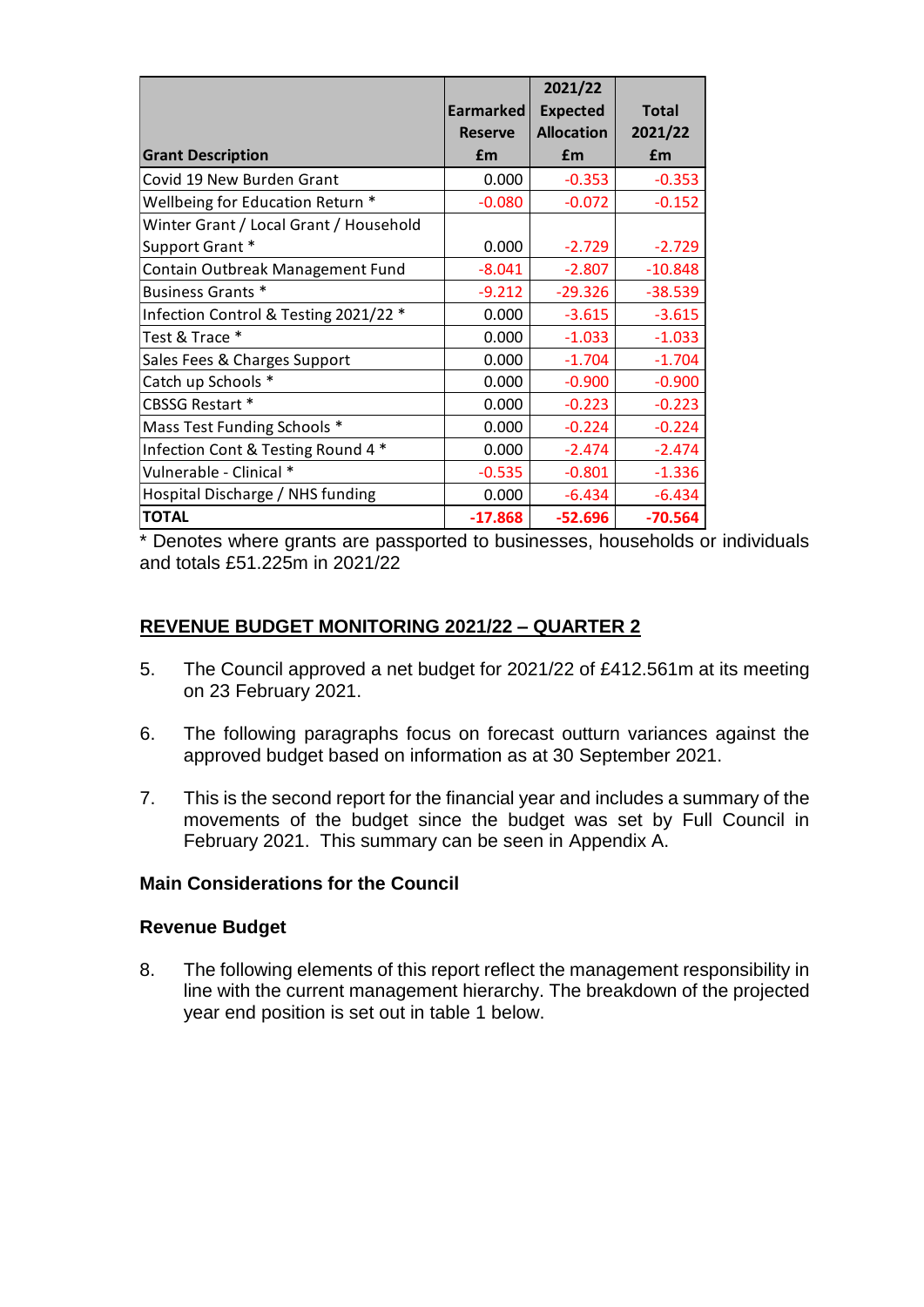| Grant Description | Earmarked Reserve £m | 2021/22 Expected Allocation £m | Total 2021/22 £m |
|---|---|---|---|
| Covid 19 New Burden Grant | 0.000 | -0.353 | -0.353 |
| Wellbeing for Education Return * | -0.080 | -0.072 | -0.152 |
| Winter Grant / Local Grant / Household Support Grant * | 0.000 | -2.729 | -2.729 |
| Contain Outbreak Management Fund | -8.041 | -2.807 | -10.848 |
| Business Grants * | -9.212 | -29.326 | -38.539 |
| Infection Control & Testing 2021/22 * | 0.000 | -3.615 | -3.615 |
| Test & Trace * | 0.000 | -1.033 | -1.033 |
| Sales Fees & Charges Support | 0.000 | -1.704 | -1.704 |
| Catch up Schools * | 0.000 | -0.900 | -0.900 |
| CBSSG Restart * | 0.000 | -0.223 | -0.223 |
| Mass Test Funding Schools * | 0.000 | -0.224 | -0.224 |
| Infection Cont & Testing Round 4 * | 0.000 | -2.474 | -2.474 |
| Vulnerable - Clinical * | -0.535 | -0.801 | -1.336 |
| Hospital Discharge / NHS funding | 0.000 | -6.434 | -6.434 |
| **TOTAL** | **-17.868** | **-52.696** | **-70.564** |

* Denotes where grants are passported to businesses, households or individuals and totals £51.225m in 2021/22

## REVENUE BUDGET MONITORING 2021/22 – QUARTER 2

5. The Council approved a net budget for 2021/22 of £412.561m at its meeting on 23 February 2021.

6. The following paragraphs focus on forecast outturn variances against the approved budget based on information as at 30 September 2021.

7. This is the second report for the financial year and includes a summary of the movements of the budget since the budget was set by Full Council in February 2021. This summary can be seen in Appendix A.

### Main Considerations for the Council

### Revenue Budget

8. The following elements of this report reflect the management responsibility in line with the current management hierarchy. The breakdown of the projected year end position is set out in table 1 below.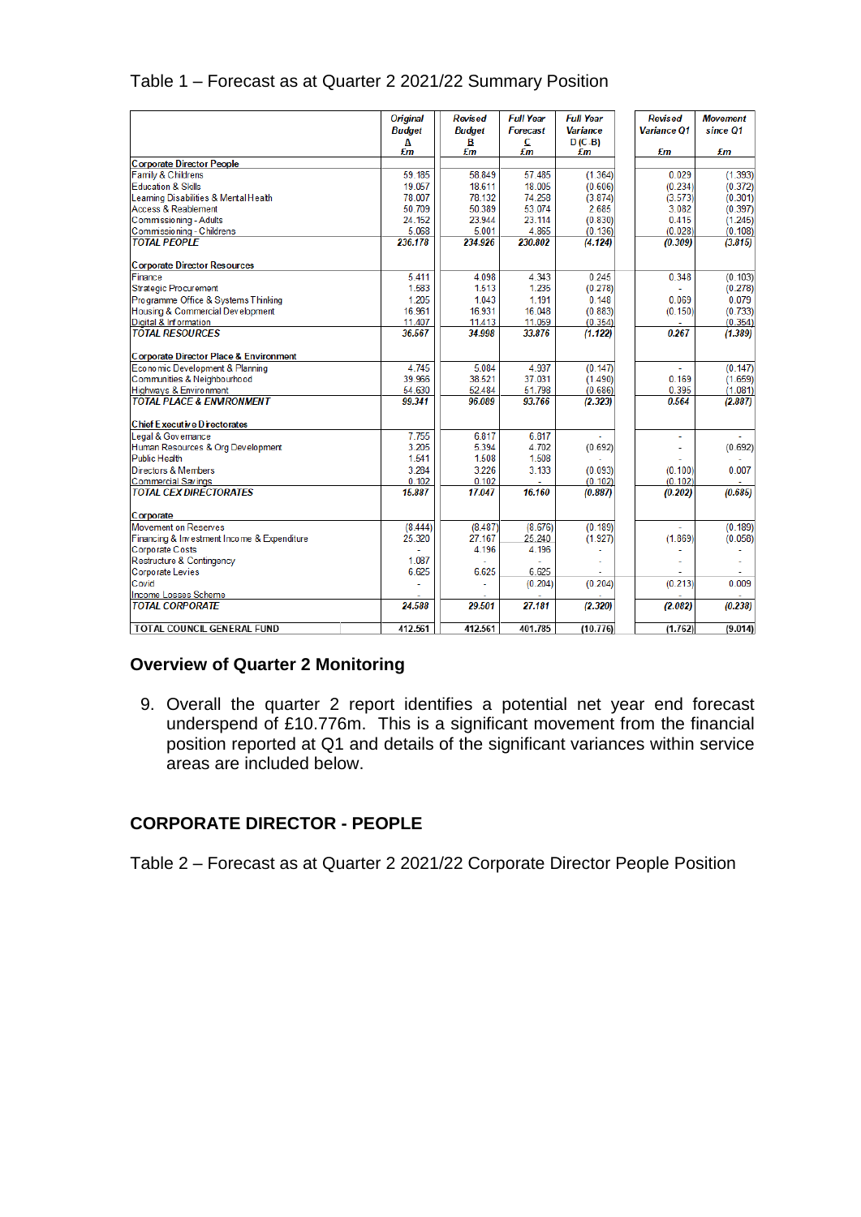Table 1 – Forecast as at Quarter 2 2021/22 Summary Position

| | Original Budget A £m | Revised Budget B £m | Full Year Forecast C £m | Full Year Variance D (C-B) £m | Revised Variance Q1 £m | Movement since Q1 £m |
|---|---|---|---|---|---|---|
| **Corporate Director People** | | | | | | |
| Family & Childrens | 59.185 | 58.849 | 57.485 | (1.364) | 0.029 | (1.393) |
| Education & Skills | 19.057 | 18.611 | 18.005 | (0.606) | (0.234) | (0.372) |
| Learning Disabilities & Mental Health | 78.007 | 78.132 | 74.258 | (3.874) | (3.573) | (0.301) |
| Access & Reablement | 50.709 | 50.389 | 53.074 | 2.685 | 3.082 | (0.397) |
| Commissioning - Adults | 24.152 | 23.944 | 23.114 | (0.830) | 0.415 | (1.245) |
| Commissioning - Childrens | 5.068 | 5.001 | 4.865 | (0.136) | (0.028) | (0.108) |
| ***TOTAL PEOPLE*** | ***236.178*** | ***234.926*** | ***230.802*** | ***(4.124)*** | ***(0.309)*** | ***(3.815)*** |
| **Corporate Director Resources** | | | | | | |
| Finance | 5.411 | 4.098 | 4.343 | 0.245 | 0.348 | (0.103) |
| Strategic Procurement | 1.583 | 1.513 | 1.235 | (0.278) | - | (0.278) |
| Programme Office & Systems Thinking | 1.205 | 1.043 | 1.191 | 0.148 | 0.069 | 0.079 |
| Housing & Commercial Development | 16.961 | 16.931 | 16.048 | (0.883) | (0.150) | (0.733) |
| Digital & Information | 11.407 | 11.413 | 11.059 | (0.354) | - | (0.354) |
| ***TOTAL RESOURCES*** | ***36.567*** | ***34.998*** | ***33.876*** | ***(1.122)*** | ***0.267*** | ***(1.389)*** |
| **Corporate Director Place & Environment** | | | | | | |
| Economic Development & Planning | 4.745 | 5.084 | 4.937 | (0.147) | - | (0.147) |
| Communities & Neighbourhood | 39.966 | 38.521 | 37.031 | (1.490) | 0.169 | (1.659) |
| Highways & Environment | 54.630 | 52.484 | 51.798 | (0.686) | 0.395 | (1.081) |
| ***TOTAL PLACE & ENVIRONMENT*** | ***99.341*** | ***96.089*** | ***93.766*** | ***(2.323)*** | ***0.564*** | ***(2.887)*** |
| **Chief Executive Directorates** | | | | | | |
| Legal & Governance | 7.755 | 6.817 | 6.817 | - | - | - |
| Human Resources & Org Development | 3.205 | 5.394 | 4.702 | (0.692) | - | (0.692) |
| Public Health | 1.541 | 1.508 | 1.508 | - | - | - |
| Directors & Members | 3.284 | 3.226 | 3.133 | (0.093) | (0.100) | 0.007 |
| Commercial Savings | 0.102 | 0.102 | - | (0.102) | (0.102) | - |
| ***TOTAL CEX DIRECTORATES*** | ***15.887*** | ***17.047*** | ***16.160*** | ***(0.887)*** | ***(0.202)*** | ***(0.685)*** |
| **Corporate** | | | | | | |
| Movement on Reserves | (8.444) | (8.487) | (8.676) | (0.189) | - | (0.189) |
| Financing & Investment Income & Expenditure | 25.320 | 27.167 | 25.240 | (1.927) | (1.869) | (0.058) |
| Corporate Costs | - | 4.196 | 4.196 | - | - | - |
| Restructure & Contingency | 1.087 | - | - | - | - | - |
| Corporate Levies | 6.625 | 6.625 | 6.625 | - | - | - |
| Covid | - | - | (0.204) | (0.204) | (0.213) | 0.009 |
| Income Losses Scheme | - | - | - | - | - | - |
| ***TOTAL CORPORATE*** | ***24.588*** | ***29.501*** | ***27.181*** | ***(2.320)*** | ***(2.082)*** | ***(0.238)*** |
| **TOTAL COUNCIL GENERAL FUND** | **412.561** | **412.561** | **401.785** | **(10.776)** | **(1.762)** | **(9.014)** |

### Overview of Quarter 2 Monitoring

9. Overall the quarter 2 report identifies a potential net year end forecast underspend of £10.776m. This is a significant movement from the financial position reported at Q1 and details of the significant variances within service areas are included below.

### CORPORATE DIRECTOR - PEOPLE

Table 2 – Forecast as at Quarter 2 2021/22 Corporate Director People Position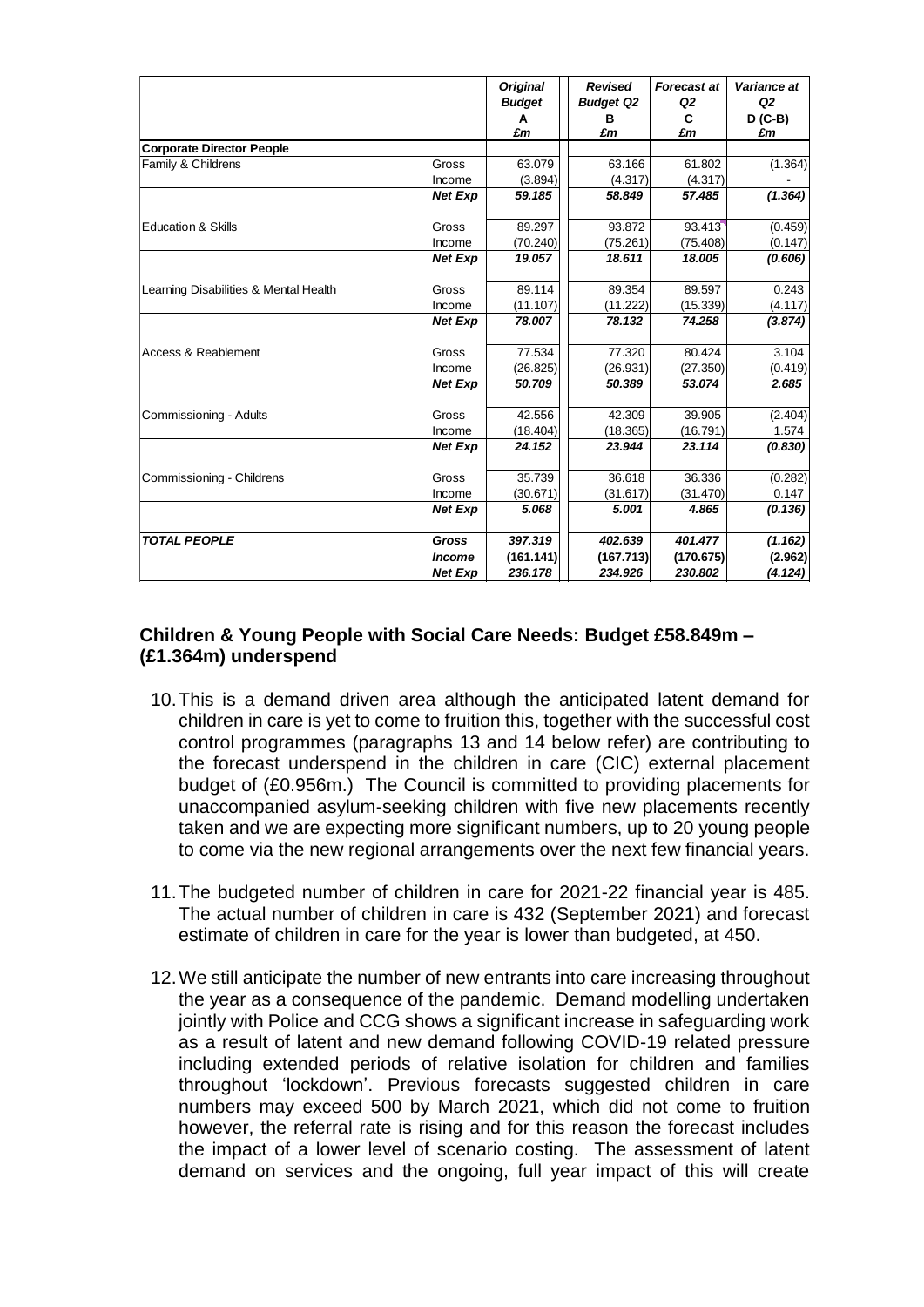| | | Original Budget<br>A<br>£m | Revised Budget Q2<br>B<br>£m | Forecast at Q2<br>C<br>£m | Variance at Q2<br>D (C-B)<br>£m |
|---|---|---|---|---|---|
| **Corporate Director People** | | | | | |
| Family & Childrens | Gross | 63.079 | 63.166 | 61.802 | (1.364) |
| | Income | (3.894) | (4.317) | (4.317) | - |
| | *Net Exp* | *59.185* | *58.849* | *57.485* | *(1.364)* |
| Education & Skills | Gross | 89.297 | 93.872 | 93.413 | (0.459) |
| | Income | (70.240) | (75.261) | (75.408) | (0.147) |
| | *Net Exp* | *19.057* | *18.611* | *18.005* | *(0.606)* |
| Learning Disabilities & Mental Health | Gross | 89.114 | 89.354 | 89.597 | 0.243 |
| | Income | (11.107) | (11.222) | (15.339) | (4.117) |
| | *Net Exp* | *78.007* | *78.132* | *74.258* | *(3.874)* |
| Access & Reablement | Gross | 77.534 | 77.320 | 80.424 | 3.104 |
| | Income | (26.825) | (26.931) | (27.350) | (0.419) |
| | *Net Exp* | *50.709* | *50.389* | *53.074* | *2.685* |
| Commissioning - Adults | Gross | 42.556 | 42.309 | 39.905 | (2.404) |
| | Income | (18.404) | (18.365) | (16.791) | 1.574 |
| | *Net Exp* | *24.152* | *23.944* | *23.114* | *(0.830)* |
| Commissioning - Childrens | Gross | 35.739 | 36.618 | 36.336 | (0.282) |
| | Income | (30.671) | (31.617) | (31.470) | 0.147 |
| | *Net Exp* | *5.068* | *5.001* | *4.865* | *(0.136)* |
| ***TOTAL PEOPLE*** | ***Gross*** | ***397.319*** | ***402.639*** | ***401.477*** | ***(1.162)*** |
| | ***Income*** | **(161.141)** | **(167.713)** | **(170.675)** | **(2.962)** |
| | ***Net Exp*** | ***236.178*** | ***234.926*** | ***230.802*** | ***(4.124)*** |

## Children & Young People with Social Care Needs: Budget £58.849m – (£1.364m) underspend

10. This is a demand driven area although the anticipated latent demand for children in care is yet to come to fruition this, together with the successful cost control programmes (paragraphs 13 and 14 below refer) are contributing to the forecast underspend in the children in care (CIC) external placement budget of (£0.956m.) The Council is committed to providing placements for unaccompanied asylum-seeking children with five new placements recently taken and we are expecting more significant numbers, up to 20 young people to come via the new regional arrangements over the next few financial years.

11. The budgeted number of children in care for 2021-22 financial year is 485. The actual number of children in care is 432 (September 2021) and forecast estimate of children in care for the year is lower than budgeted, at 450.

12. We still anticipate the number of new entrants into care increasing throughout the year as a consequence of the pandemic. Demand modelling undertaken jointly with Police and CCG shows a significant increase in safeguarding work as a result of latent and new demand following COVID-19 related pressure including extended periods of relative isolation for children and families throughout 'lockdown'. Previous forecasts suggested children in care numbers may exceed 500 by March 2021, which did not come to fruition however, the referral rate is rising and for this reason the forecast includes the impact of a lower level of scenario costing. The assessment of latent demand on services and the ongoing, full year impact of this will create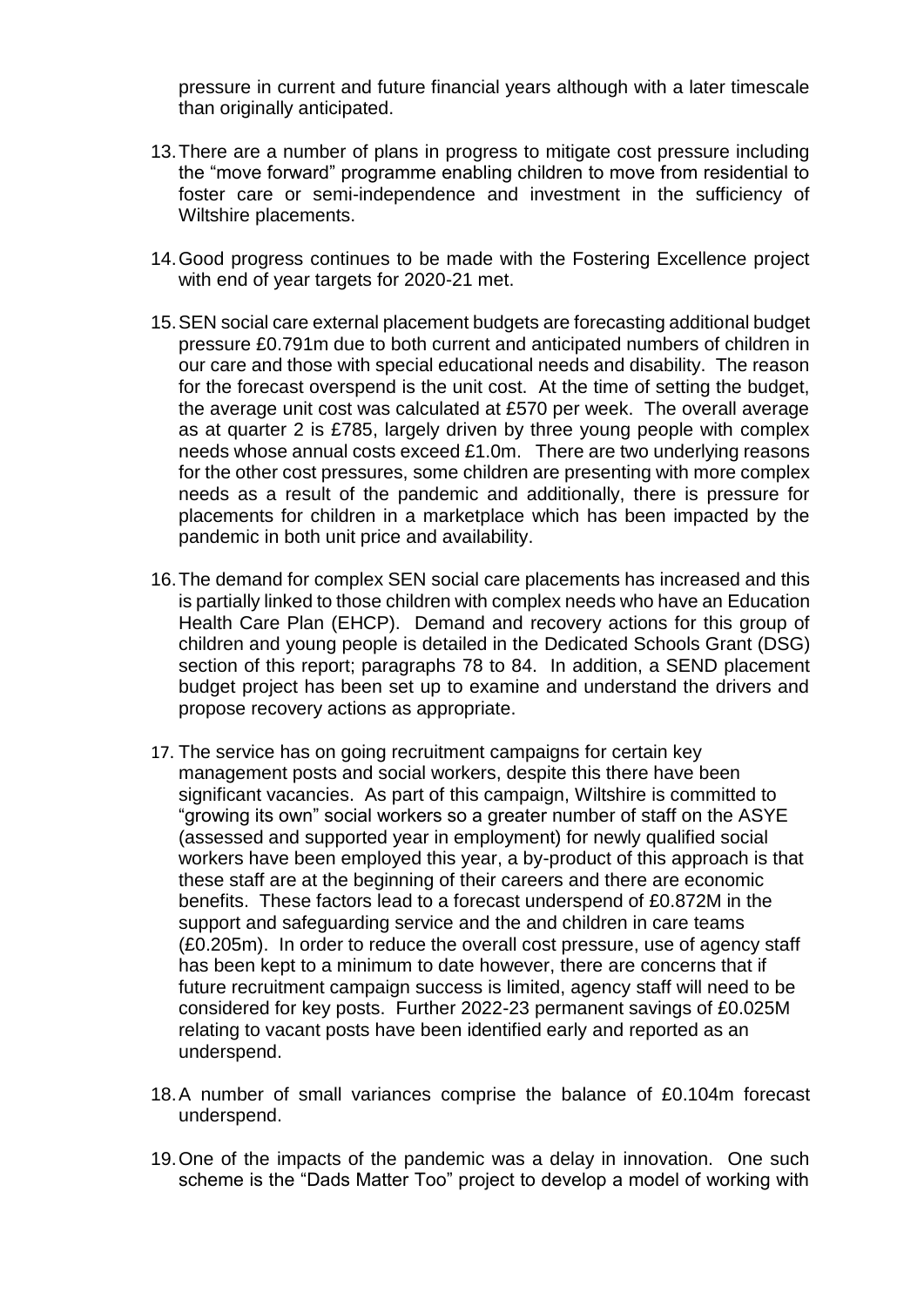pressure in current and future financial years although with a later timescale than originally anticipated.

13. There are a number of plans in progress to mitigate cost pressure including the "move forward" programme enabling children to move from residential to foster care or semi-independence and investment in the sufficiency of Wiltshire placements.

14. Good progress continues to be made with the Fostering Excellence project with end of year targets for 2020-21 met.

15. SEN social care external placement budgets are forecasting additional budget pressure £0.791m due to both current and anticipated numbers of children in our care and those with special educational needs and disability. The reason for the forecast overspend is the unit cost. At the time of setting the budget, the average unit cost was calculated at £570 per week. The overall average as at quarter 2 is £785, largely driven by three young people with complex needs whose annual costs exceed £1.0m. There are two underlying reasons for the other cost pressures, some children are presenting with more complex needs as a result of the pandemic and additionally, there is pressure for placements for children in a marketplace which has been impacted by the pandemic in both unit price and availability.

16. The demand for complex SEN social care placements has increased and this is partially linked to those children with complex needs who have an Education Health Care Plan (EHCP). Demand and recovery actions for this group of children and young people is detailed in the Dedicated Schools Grant (DSG) section of this report; paragraphs 78 to 84. In addition, a SEND placement budget project has been set up to examine and understand the drivers and propose recovery actions as appropriate.

17. The service has on going recruitment campaigns for certain key management posts and social workers, despite this there have been significant vacancies. As part of this campaign, Wiltshire is committed to "growing its own" social workers so a greater number of staff on the ASYE (assessed and supported year in employment) for newly qualified social workers have been employed this year, a by-product of this approach is that these staff are at the beginning of their careers and there are economic benefits. These factors lead to a forecast underspend of £0.872M in the support and safeguarding service and the and children in care teams (£0.205m). In order to reduce the overall cost pressure, use of agency staff has been kept to a minimum to date however, there are concerns that if future recruitment campaign success is limited, agency staff will need to be considered for key posts. Further 2022-23 permanent savings of £0.025M relating to vacant posts have been identified early and reported as an underspend.

18. A number of small variances comprise the balance of £0.104m forecast underspend.

19. One of the impacts of the pandemic was a delay in innovation. One such scheme is the "Dads Matter Too" project to develop a model of working with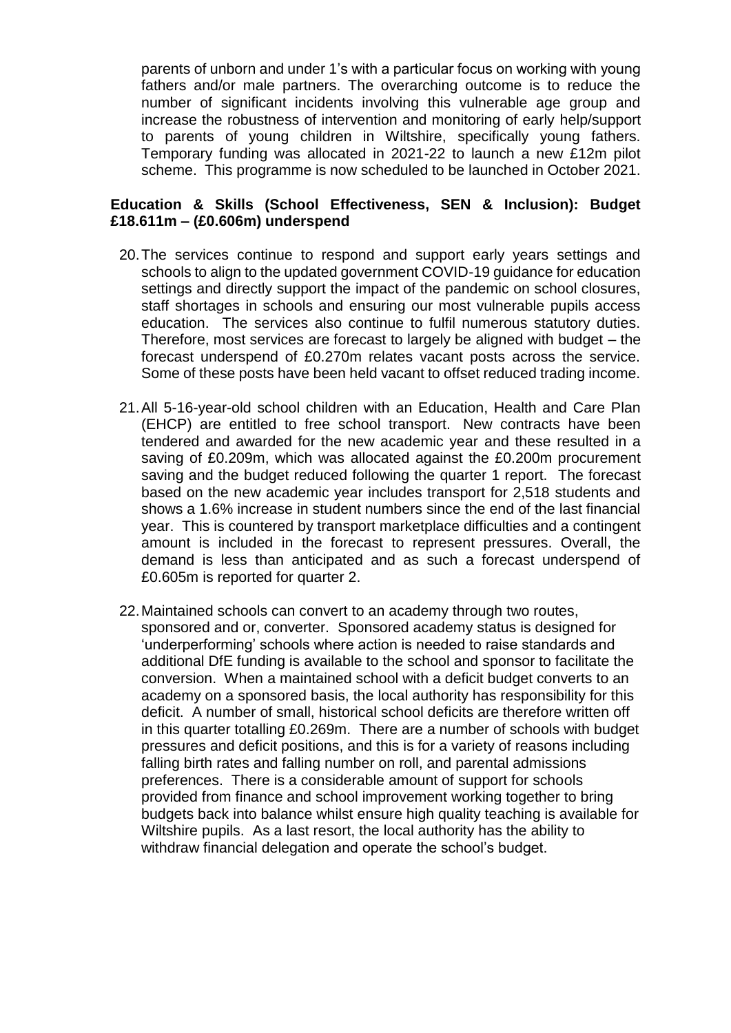parents of unborn and under 1's with a particular focus on working with young fathers and/or male partners. The overarching outcome is to reduce the number of significant incidents involving this vulnerable age group and increase the robustness of intervention and monitoring of early help/support to parents of young children in Wiltshire, specifically young fathers. Temporary funding was allocated in 2021-22 to launch a new £12m pilot scheme. This programme is now scheduled to be launched in October 2021.

**Education & Skills (School Effectiveness, SEN & Inclusion): Budget £18.611m – (£0.606m) underspend**

20. The services continue to respond and support early years settings and schools to align to the updated government COVID-19 guidance for education settings and directly support the impact of the pandemic on school closures, staff shortages in schools and ensuring our most vulnerable pupils access education. The services also continue to fulfil numerous statutory duties. Therefore, most services are forecast to largely be aligned with budget – the forecast underspend of £0.270m relates vacant posts across the service. Some of these posts have been held vacant to offset reduced trading income.

21. All 5-16-year-old school children with an Education, Health and Care Plan (EHCP) are entitled to free school transport. New contracts have been tendered and awarded for the new academic year and these resulted in a saving of £0.209m, which was allocated against the £0.200m procurement saving and the budget reduced following the quarter 1 report. The forecast based on the new academic year includes transport for 2,518 students and shows a 1.6% increase in student numbers since the end of the last financial year. This is countered by transport marketplace difficulties and a contingent amount is included in the forecast to represent pressures. Overall, the demand is less than anticipated and as such a forecast underspend of £0.605m is reported for quarter 2.

22. Maintained schools can convert to an academy through two routes, sponsored and or, converter. Sponsored academy status is designed for 'underperforming' schools where action is needed to raise standards and additional DfE funding is available to the school and sponsor to facilitate the conversion. When a maintained school with a deficit budget converts to an academy on a sponsored basis, the local authority has responsibility for this deficit. A number of small, historical school deficits are therefore written off in this quarter totalling £0.269m. There are a number of schools with budget pressures and deficit positions, and this is for a variety of reasons including falling birth rates and falling number on roll, and parental admissions preferences. There is a considerable amount of support for schools provided from finance and school improvement working together to bring budgets back into balance whilst ensure high quality teaching is available for Wiltshire pupils. As a last resort, the local authority has the ability to withdraw financial delegation and operate the school's budget.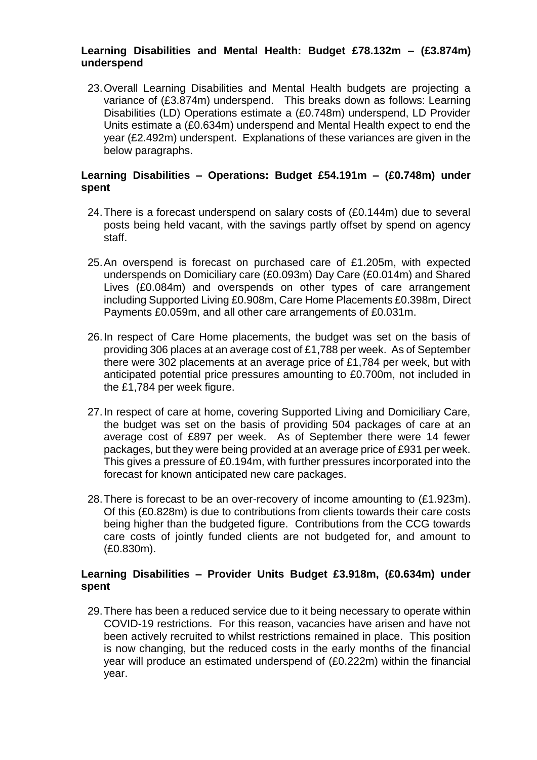**Learning Disabilities and Mental Health: Budget £78.132m – (£3.874m) underspend**

23. Overall Learning Disabilities and Mental Health budgets are projecting a variance of (£3.874m) underspend. This breaks down as follows: Learning Disabilities (LD) Operations estimate a (£0.748m) underspend, LD Provider Units estimate a (£0.634m) underspend and Mental Health expect to end the year (£2.492m) underspent. Explanations of these variances are given in the below paragraphs.

**Learning Disabilities – Operations: Budget £54.191m – (£0.748m) under spent**

24. There is a forecast underspend on salary costs of (£0.144m) due to several posts being held vacant, with the savings partly offset by spend on agency staff.

25. An overspend is forecast on purchased care of £1.205m, with expected underspends on Domiciliary care (£0.093m) Day Care (£0.014m) and Shared Lives (£0.084m) and overspends on other types of care arrangement including Supported Living £0.908m, Care Home Placements £0.398m, Direct Payments £0.059m, and all other care arrangements of £0.031m.

26. In respect of Care Home placements, the budget was set on the basis of providing 306 places at an average cost of £1,788 per week. As of September there were 302 placements at an average price of £1,784 per week, but with anticipated potential price pressures amounting to £0.700m, not included in the £1,784 per week figure.

27. In respect of care at home, covering Supported Living and Domiciliary Care, the budget was set on the basis of providing 504 packages of care at an average cost of £897 per week. As of September there were 14 fewer packages, but they were being provided at an average price of £931 per week. This gives a pressure of £0.194m, with further pressures incorporated into the forecast for known anticipated new care packages.

28. There is forecast to be an over-recovery of income amounting to (£1.923m). Of this (£0.828m) is due to contributions from clients towards their care costs being higher than the budgeted figure. Contributions from the CCG towards care costs of jointly funded clients are not budgeted for, and amount to (£0.830m).

**Learning Disabilities – Provider Units Budget £3.918m, (£0.634m) under spent**

29. There has been a reduced service due to it being necessary to operate within COVID-19 restrictions. For this reason, vacancies have arisen and have not been actively recruited to whilst restrictions remained in place. This position is now changing, but the reduced costs in the early months of the financial year will produce an estimated underspend of (£0.222m) within the financial year.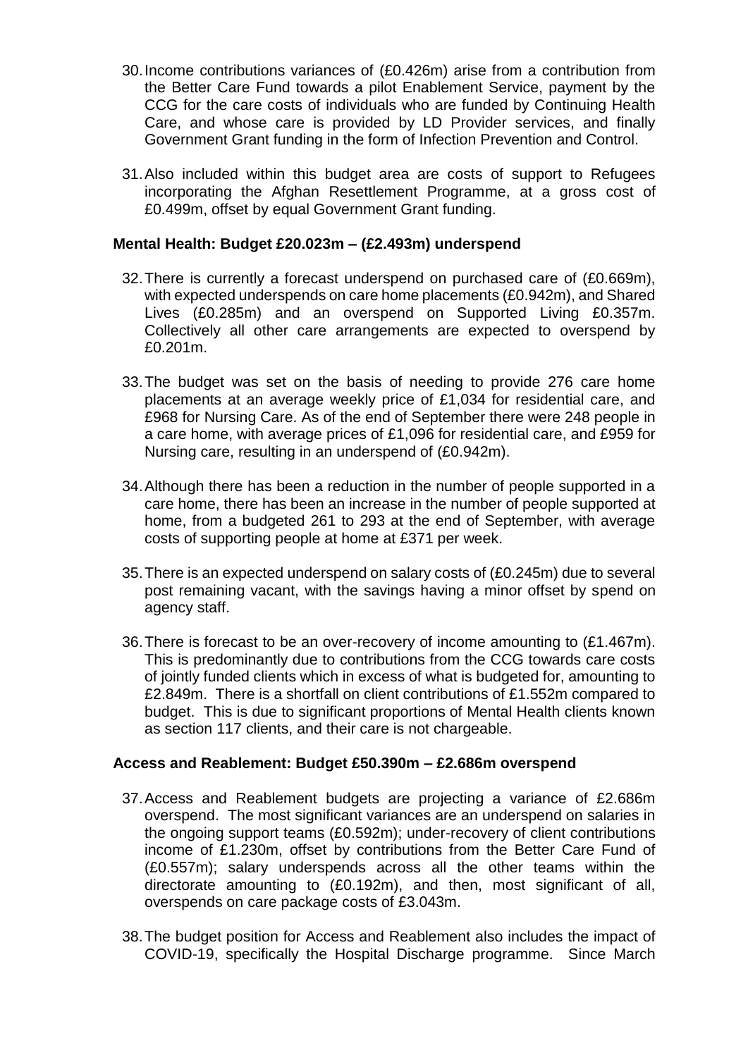30. Income contributions variances of (£0.426m) arise from a contribution from the Better Care Fund towards a pilot Enablement Service, payment by the CCG for the care costs of individuals who are funded by Continuing Health Care, and whose care is provided by LD Provider services, and finally Government Grant funding in the form of Infection Prevention and Control.

31. Also included within this budget area are costs of support to Refugees incorporating the Afghan Resettlement Programme, at a gross cost of £0.499m, offset by equal Government Grant funding.

**Mental Health: Budget £20.023m – (£2.493m) underspend**

32. There is currently a forecast underspend on purchased care of (£0.669m), with expected underspends on care home placements (£0.942m), and Shared Lives (£0.285m) and an overspend on Supported Living £0.357m. Collectively all other care arrangements are expected to overspend by £0.201m.

33. The budget was set on the basis of needing to provide 276 care home placements at an average weekly price of £1,034 for residential care, and £968 for Nursing Care. As of the end of September there were 248 people in a care home, with average prices of £1,096 for residential care, and £959 for Nursing care, resulting in an underspend of (£0.942m).

34. Although there has been a reduction in the number of people supported in a care home, there has been an increase in the number of people supported at home, from a budgeted 261 to 293 at the end of September, with average costs of supporting people at home at £371 per week.

35. There is an expected underspend on salary costs of (£0.245m) due to several post remaining vacant, with the savings having a minor offset by spend on agency staff.

36. There is forecast to be an over-recovery of income amounting to (£1.467m). This is predominantly due to contributions from the CCG towards care costs of jointly funded clients which in excess of what is budgeted for, amounting to £2.849m. There is a shortfall on client contributions of £1.552m compared to budget. This is due to significant proportions of Mental Health clients known as section 117 clients, and their care is not chargeable.

**Access and Reablement: Budget £50.390m – £2.686m overspend**

37. Access and Reablement budgets are projecting a variance of £2.686m overspend. The most significant variances are an underspend on salaries in the ongoing support teams (£0.592m); under-recovery of client contributions income of £1.230m, offset by contributions from the Better Care Fund of (£0.557m); salary underspends across all the other teams within the directorate amounting to (£0.192m), and then, most significant of all, overspends on care package costs of £3.043m.

38. The budget position for Access and Reablement also includes the impact of COVID-19, specifically the Hospital Discharge programme. Since March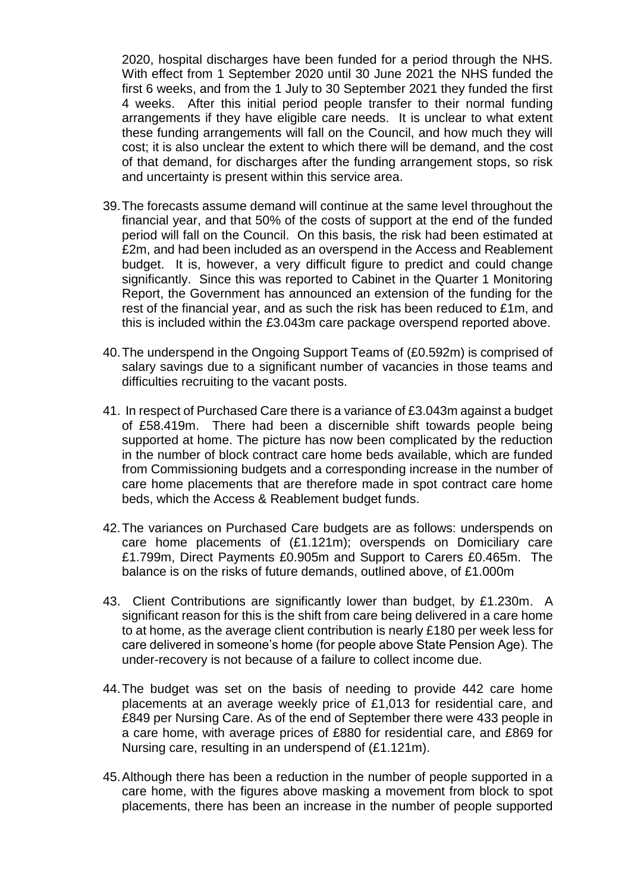2020, hospital discharges have been funded for a period through the NHS. With effect from 1 September 2020 until 30 June 2021 the NHS funded the first 6 weeks, and from the 1 July to 30 September 2021 they funded the first 4 weeks. After this initial period people transfer to their normal funding arrangements if they have eligible care needs. It is unclear to what extent these funding arrangements will fall on the Council, and how much they will cost; it is also unclear the extent to which there will be demand, and the cost of that demand, for discharges after the funding arrangement stops, so risk and uncertainty is present within this service area.

39. The forecasts assume demand will continue at the same level throughout the financial year, and that 50% of the costs of support at the end of the funded period will fall on the Council. On this basis, the risk had been estimated at £2m, and had been included as an overspend in the Access and Reablement budget. It is, however, a very difficult figure to predict and could change significantly. Since this was reported to Cabinet in the Quarter 1 Monitoring Report, the Government has announced an extension of the funding for the rest of the financial year, and as such the risk has been reduced to £1m, and this is included within the £3.043m care package overspend reported above.

40. The underspend in the Ongoing Support Teams of (£0.592m) is comprised of salary savings due to a significant number of vacancies in those teams and difficulties recruiting to the vacant posts.

41. In respect of Purchased Care there is a variance of £3.043m against a budget of £58.419m. There had been a discernible shift towards people being supported at home. The picture has now been complicated by the reduction in the number of block contract care home beds available, which are funded from Commissioning budgets and a corresponding increase in the number of care home placements that are therefore made in spot contract care home beds, which the Access & Reablement budget funds.

42. The variances on Purchased Care budgets are as follows: underspends on care home placements of (£1.121m); overspends on Domiciliary care £1.799m, Direct Payments £0.905m and Support to Carers £0.465m. The balance is on the risks of future demands, outlined above, of £1.000m

43. Client Contributions are significantly lower than budget, by £1.230m. A significant reason for this is the shift from care being delivered in a care home to at home, as the average client contribution is nearly £180 per week less for care delivered in someone's home (for people above State Pension Age). The under-recovery is not because of a failure to collect income due.

44. The budget was set on the basis of needing to provide 442 care home placements at an average weekly price of £1,013 for residential care, and £849 per Nursing Care. As of the end of September there were 433 people in a care home, with average prices of £880 for residential care, and £869 for Nursing care, resulting in an underspend of (£1.121m).

45. Although there has been a reduction in the number of people supported in a care home, with the figures above masking a movement from block to spot placements, there has been an increase in the number of people supported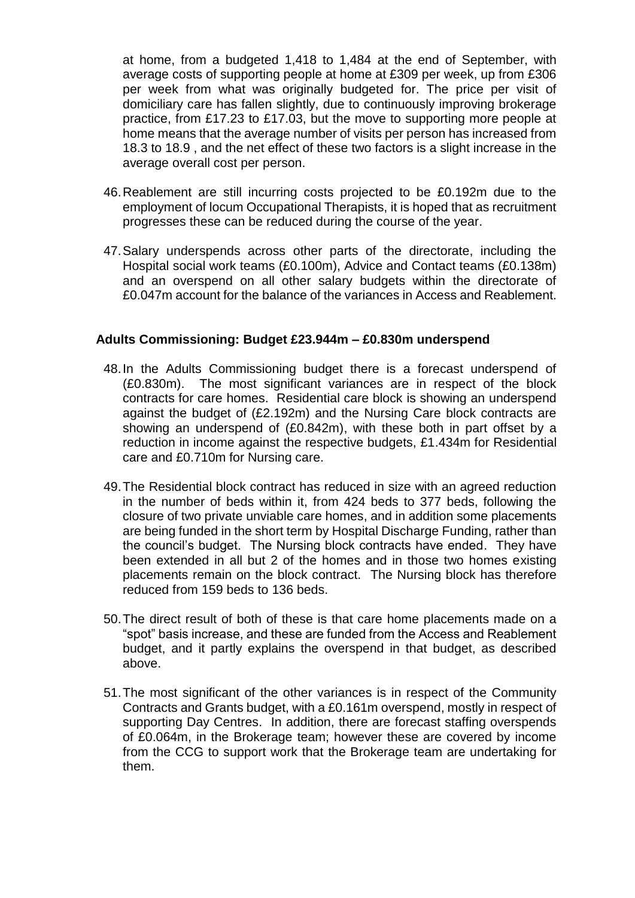at home, from a budgeted 1,418 to 1,484 at the end of September, with average costs of supporting people at home at £309 per week, up from £306 per week from what was originally budgeted for. The price per visit of domiciliary care has fallen slightly, due to continuously improving brokerage practice, from £17.23 to £17.03, but the move to supporting more people at home means that the average number of visits per person has increased from 18.3 to 18.9 , and the net effect of these two factors is a slight increase in the average overall cost per person.

46. Reablement are still incurring costs projected to be £0.192m due to the employment of locum Occupational Therapists, it is hoped that as recruitment progresses these can be reduced during the course of the year.

47. Salary underspends across other parts of the directorate, including the Hospital social work teams (£0.100m), Advice and Contact teams (£0.138m) and an overspend on all other salary budgets within the directorate of £0.047m account for the balance of the variances in Access and Reablement.

**Adults Commissioning: Budget £23.944m – £0.830m underspend**

48. In the Adults Commissioning budget there is a forecast underspend of (£0.830m). The most significant variances are in respect of the block contracts for care homes. Residential care block is showing an underspend against the budget of (£2.192m) and the Nursing Care block contracts are showing an underspend of (£0.842m), with these both in part offset by a reduction in income against the respective budgets, £1.434m for Residential care and £0.710m for Nursing care.

49. The Residential block contract has reduced in size with an agreed reduction in the number of beds within it, from 424 beds to 377 beds, following the closure of two private unviable care homes, and in addition some placements are being funded in the short term by Hospital Discharge Funding, rather than the council's budget. The Nursing block contracts have ended. They have been extended in all but 2 of the homes and in those two homes existing placements remain on the block contract. The Nursing block has therefore reduced from 159 beds to 136 beds.

50. The direct result of both of these is that care home placements made on a "spot" basis increase, and these are funded from the Access and Reablement budget, and it partly explains the overspend in that budget, as described above.

51. The most significant of the other variances is in respect of the Community Contracts and Grants budget, with a £0.161m overspend, mostly in respect of supporting Day Centres. In addition, there are forecast staffing overspends of £0.064m, in the Brokerage team; however these are covered by income from the CCG to support work that the Brokerage team are undertaking for them.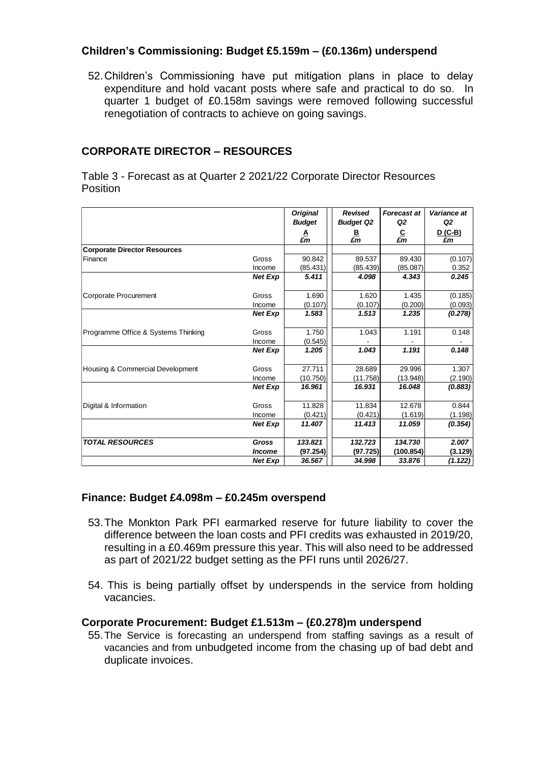### Children's Commissioning: Budget £5.159m – (£0.136m) underspend

52. Children's Commissioning have put mitigation plans in place to delay expenditure and hold vacant posts where safe and practical to do so. In quarter 1 budget of £0.158m savings were removed following successful renegotiation of contracts to achieve on going savings.

## CORPORATE DIRECTOR – RESOURCES

Table 3 - Forecast as at Quarter 2 2021/22 Corporate Director Resources Position

| | | *Original Budget* A £m | *Revised Budget Q2* B £m | *Forecast at Q2* C £m | *Variance at Q2* D (C-B) £m |
|---|---|---|---|---|---|
| **Corporate Director Resources** | | | | | |
| Finance | Gross | 90.842 | 89.537 | 89.430 | (0.107) |
| | Income | (85.431) | (85.439) | (85.087) | 0.352 |
| | ***Net Exp*** | ***5.411*** | ***4.098*** | ***4.343*** | ***0.245*** |
| Corporate Procurement | Gross | 1.690 | 1.620 | 1.435 | (0.185) |
| | Income | (0.107) | (0.107) | (0.200) | (0.093) |
| | ***Net Exp*** | ***1.583*** | ***1.513*** | ***1.235*** | ***(0.278)*** |
| Programme Office & Systems Thinking | Gross | 1.750 | 1.043 | 1.191 | 0.148 |
| | Income | (0.545) | - | - | - |
| | ***Net Exp*** | ***1.205*** | ***1.043*** | ***1.191*** | ***0.148*** |
| Housing & Commercial Development | Gross | 27.711 | 28.689 | 29.996 | 1.307 |
| | Income | (10.750) | (11.758) | (13.948) | (2.190) |
| | ***Net Exp*** | ***16.961*** | ***16.931*** | ***16.048*** | ***(0.883)*** |
| Digital & Information | Gross | 11.828 | 11.834 | 12.678 | 0.844 |
| | Income | (0.421) | (0.421) | (1.619) | (1.198) |
| | ***Net Exp*** | ***11.407*** | ***11.413*** | ***11.059*** | ***(0.354)*** |
| ***TOTAL RESOURCES*** | ***Gross*** | ***133.821*** | ***132.723*** | ***134.730*** | ***2.007*** |
| | ***Income*** | ***(97.254)*** | ***(97.725)*** | ***(100.854)*** | ***(3.129)*** |
| | ***Net Exp*** | ***36.567*** | ***34.998*** | ***33.876*** | ***(1.122)*** |

### Finance: Budget £4.098m – £0.245m overspend

53. The Monkton Park PFI earmarked reserve for future liability to cover the difference between the loan costs and PFI credits was exhausted in 2019/20, resulting in a £0.469m pressure this year. This will also need to be addressed as part of 2021/22 budget setting as the PFI runs until 2026/27.

54. This is being partially offset by underspends in the service from holding vacancies.

### Corporate Procurement: Budget £1.513m – (£0.278)m underspend

55. The Service is forecasting an underspend from staffing savings as a result of vacancies and from unbudgeted income from the chasing up of bad debt and duplicate invoices.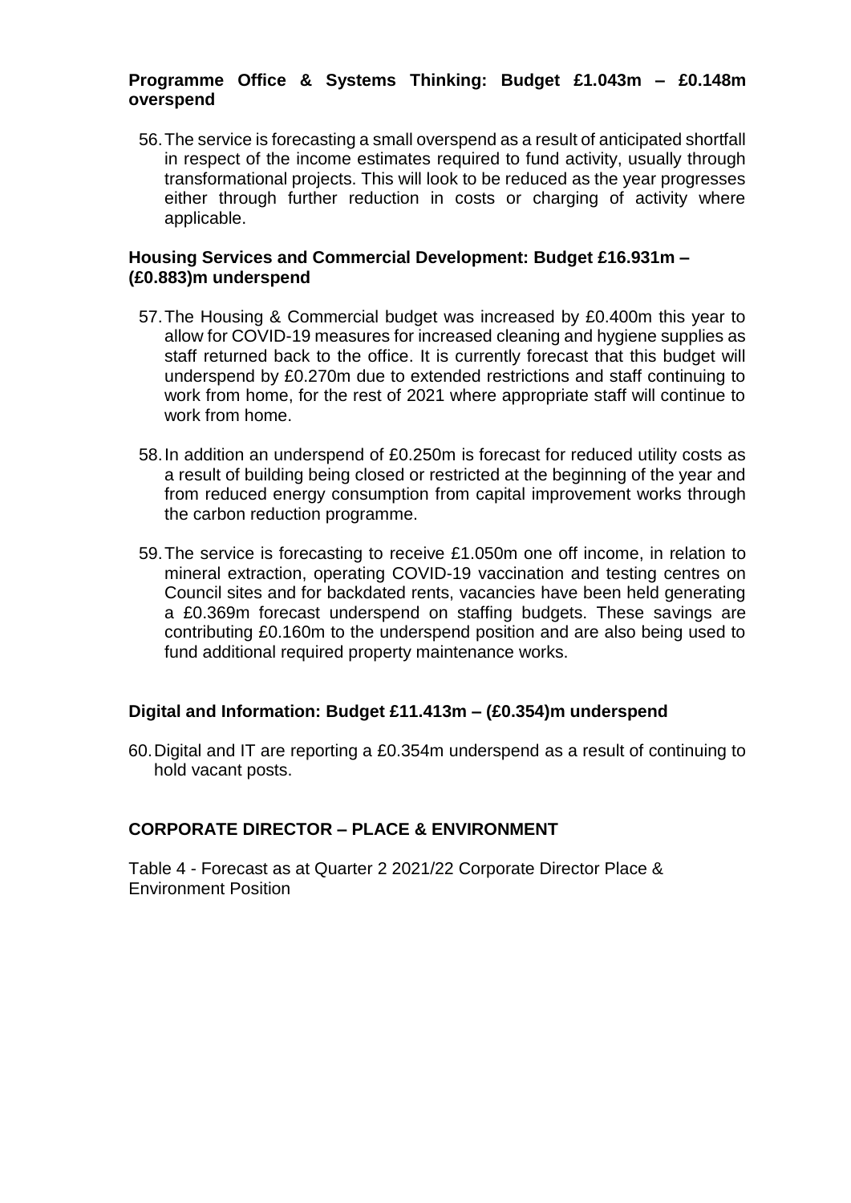**Programme Office & Systems Thinking: Budget £1.043m – £0.148m overspend**

56. The service is forecasting a small overspend as a result of anticipated shortfall in respect of the income estimates required to fund activity, usually through transformational projects. This will look to be reduced as the year progresses either through further reduction in costs or charging of activity where applicable.

**Housing Services and Commercial Development: Budget £16.931m – (£0.883)m underspend**

57. The Housing & Commercial budget was increased by £0.400m this year to allow for COVID-19 measures for increased cleaning and hygiene supplies as staff returned back to the office. It is currently forecast that this budget will underspend by £0.270m due to extended restrictions and staff continuing to work from home, for the rest of 2021 where appropriate staff will continue to work from home.

58. In addition an underspend of £0.250m is forecast for reduced utility costs as a result of building being closed or restricted at the beginning of the year and from reduced energy consumption from capital improvement works through the carbon reduction programme.

59. The service is forecasting to receive £1.050m one off income, in relation to mineral extraction, operating COVID-19 vaccination and testing centres on Council sites and for backdated rents, vacancies have been held generating a £0.369m forecast underspend on staffing budgets. These savings are contributing £0.160m to the underspend position and are also being used to fund additional required property maintenance works.

**Digital and Information: Budget £11.413m – (£0.354)m underspend**

60. Digital and IT are reporting a £0.354m underspend as a result of continuing to hold vacant posts.

**CORPORATE DIRECTOR – PLACE & ENVIRONMENT**

Table 4 - Forecast as at Quarter 2 2021/22 Corporate Director Place & Environment Position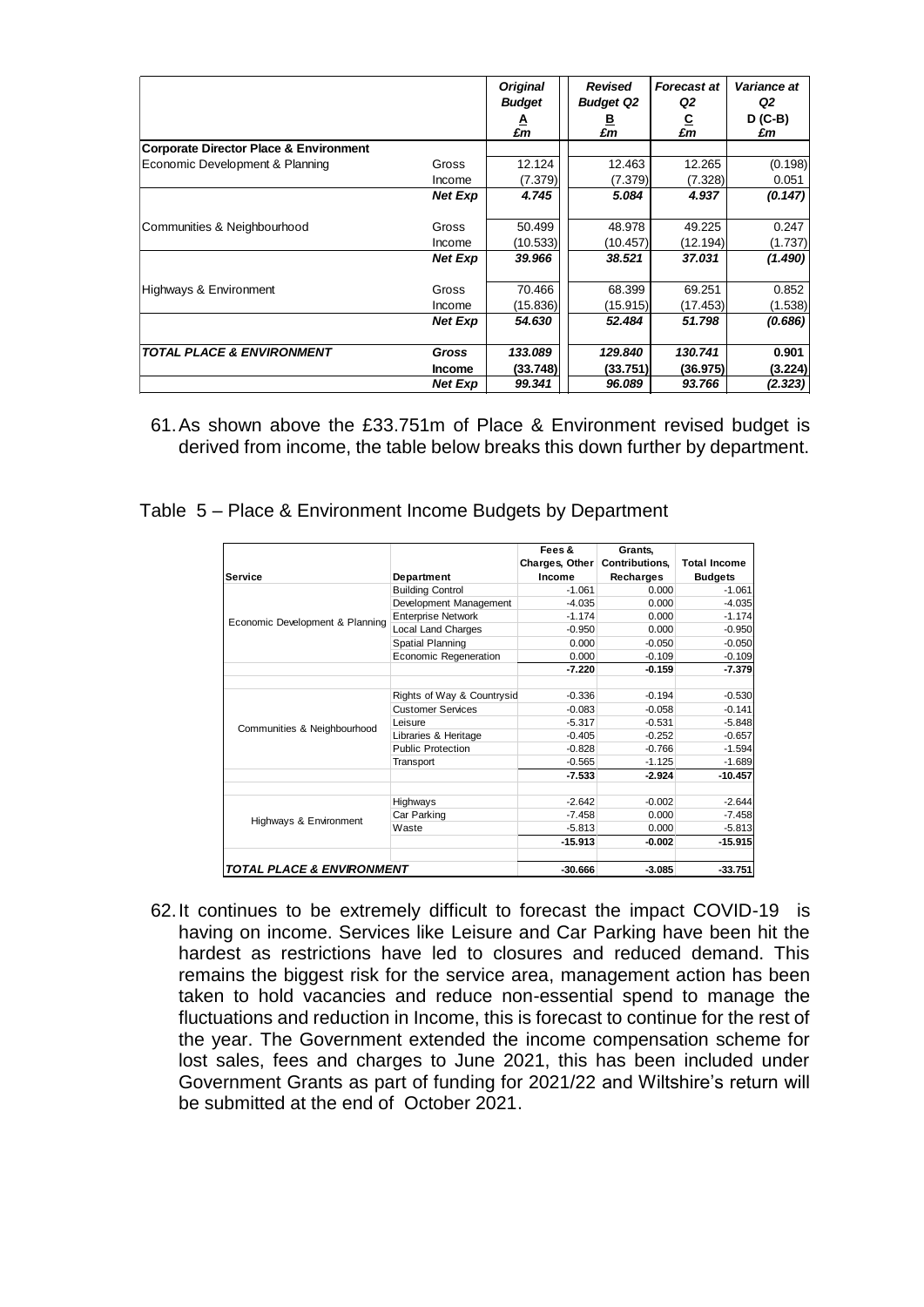| | | Original Budget<br>A<br>£m | Revised Budget Q2<br>B<br>£m | Forecast at Q2<br>C<br>£m | Variance at Q2<br>D (C-B)<br>£m |
|---|---|---|---|---|---|
| **Corporate Director Place & Environment** | | | | | |
| Economic Development & Planning | Gross | 12.124 | 12.463 | 12.265 | (0.198) |
| | Income | (7.379) | (7.379) | (7.328) | 0.051 |
| | *Net Exp* | *4.745* | *5.084* | *4.937* | *(0.147)* |
| Communities & Neighbourhood | Gross | 50.499 | 48.978 | 49.225 | 0.247 |
| | Income | (10.533) | (10.457) | (12.194) | (1.737) |
| | *Net Exp* | *39.966* | *38.521* | *37.031* | *(1.490)* |
| Highways & Environment | Gross | 70.466 | 68.399 | 69.251 | 0.852 |
| | Income | (15.836) | (15.915) | (17.453) | (1.538) |
| | *Net Exp* | *54.630* | *52.484* | *51.798* | *(0.686)* |
| ***TOTAL PLACE & ENVIRONMENT*** | ***Gross*** | ***133.089*** | ***129.840*** | ***130.741*** | ***0.901*** |
| | **Income** | **(33.748)** | **(33.751)** | **(36.975)** | **(3.224)** |
| | ***Net Exp*** | ***99.341*** | ***96.089*** | ***93.766*** | ***(2.323)*** |

61. As shown above the £33.751m of Place & Environment revised budget is derived from income, the table below breaks this down further by department.

Table 5 – Place & Environment Income Budgets by Department

| Service | Department | Fees & Charges, Other Income | Grants, Contributions, Recharges | Total Income Budgets |
|---|---|---|---|---|
| Economic Development & Planning | Building Control | -1.061 | 0.000 | -1.061 |
| | Development Management | -4.035 | 0.000 | -4.035 |
| | Enterprise Network | -1.174 | 0.000 | -1.174 |
| | Local Land Charges | -0.950 | 0.000 | -0.950 |
| | Spatial Planning | 0.000 | -0.050 | -0.050 |
| | Economic Regeneration | 0.000 | -0.109 | -0.109 |
| | | **-7.220** | **-0.159** | **-7.379** |
| Communities & Neighbourhood | Rights of Way & Countrysid | -0.336 | -0.194 | -0.530 |
| | Customer Services | -0.083 | -0.058 | -0.141 |
| | Leisure | -5.317 | -0.531 | -5.848 |
| | Libraries & Heritage | -0.405 | -0.252 | -0.657 |
| | Public Protection | -0.828 | -0.766 | -1.594 |
| | Transport | -0.565 | -1.125 | -1.689 |
| | | **-7.533** | **-2.924** | **-10.457** |
| Highways & Environment | Highways | -2.642 | -0.002 | -2.644 |
| | Car Parking | -7.458 | 0.000 | -7.458 |
| | Waste | -5.813 | 0.000 | -5.813 |
| | | **-15.913** | **-0.002** | **-15.915** |
| ***TOTAL PLACE & ENVIRONMENT*** | | **-30.666** | **-3.085** | **-33.751** |

62. It continues to be extremely difficult to forecast the impact COVID-19 is having on income. Services like Leisure and Car Parking have been hit the hardest as restrictions have led to closures and reduced demand. This remains the biggest risk for the service area, management action has been taken to hold vacancies and reduce non-essential spend to manage the fluctuations and reduction in Income, this is forecast to continue for the rest of the year. The Government extended the income compensation scheme for lost sales, fees and charges to June 2021, this has been included under Government Grants as part of funding for 2021/22 and Wiltshire's return will be submitted at the end of October 2021.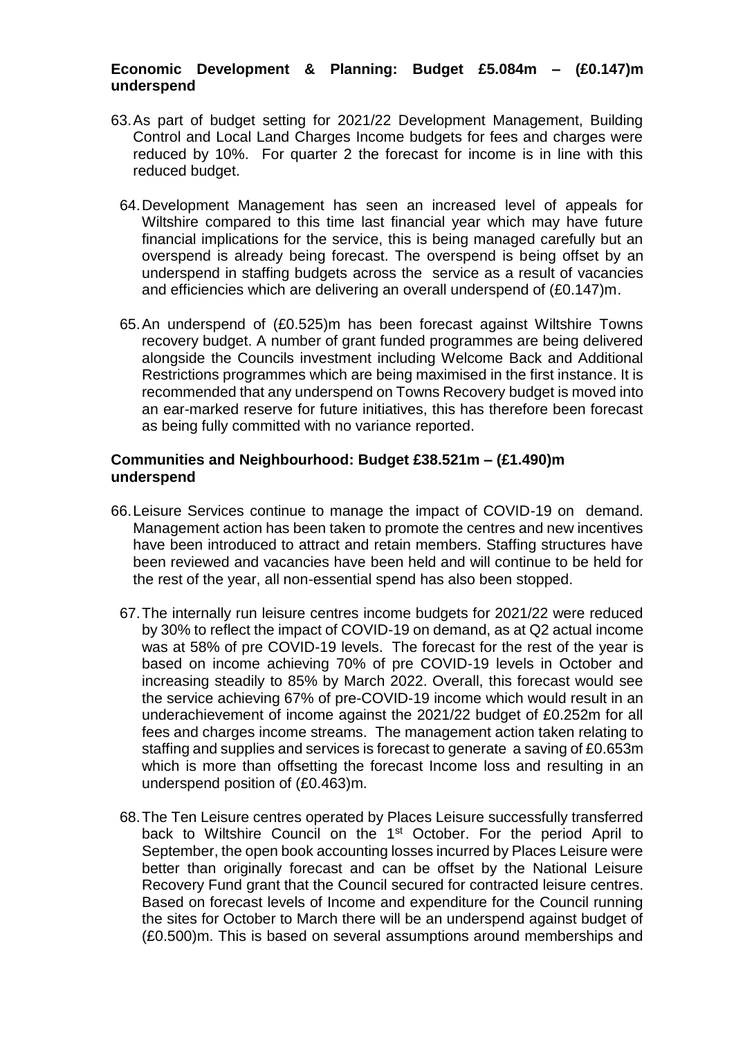**Economic Development & Planning: Budget £5.084m – (£0.147)m underspend**

63. As part of budget setting for 2021/22 Development Management, Building Control and Local Land Charges Income budgets for fees and charges were reduced by 10%. For quarter 2 the forecast for income is in line with this reduced budget.

64. Development Management has seen an increased level of appeals for Wiltshire compared to this time last financial year which may have future financial implications for the service, this is being managed carefully but an overspend is already being forecast. The overspend is being offset by an underspend in staffing budgets across the service as a result of vacancies and efficiencies which are delivering an overall underspend of (£0.147)m.

65. An underspend of (£0.525)m has been forecast against Wiltshire Towns recovery budget. A number of grant funded programmes are being delivered alongside the Councils investment including Welcome Back and Additional Restrictions programmes which are being maximised in the first instance. It is recommended that any underspend on Towns Recovery budget is moved into an ear-marked reserve for future initiatives, this has therefore been forecast as being fully committed with no variance reported.

**Communities and Neighbourhood: Budget £38.521m – (£1.490)m underspend**

66. Leisure Services continue to manage the impact of COVID-19 on demand. Management action has been taken to promote the centres and new incentives have been introduced to attract and retain members. Staffing structures have been reviewed and vacancies have been held and will continue to be held for the rest of the year, all non-essential spend has also been stopped.

67. The internally run leisure centres income budgets for 2021/22 were reduced by 30% to reflect the impact of COVID-19 on demand, as at Q2 actual income was at 58% of pre COVID-19 levels. The forecast for the rest of the year is based on income achieving 70% of pre COVID-19 levels in October and increasing steadily to 85% by March 2022. Overall, this forecast would see the service achieving 67% of pre-COVID-19 income which would result in an underachievement of income against the 2021/22 budget of £0.252m for all fees and charges income streams. The management action taken relating to staffing and supplies and services is forecast to generate a saving of £0.653m which is more than offsetting the forecast Income loss and resulting in an underspend position of (£0.463)m.

68. The Ten Leisure centres operated by Places Leisure successfully transferred back to Wiltshire Council on the 1st October. For the period April to September, the open book accounting losses incurred by Places Leisure were better than originally forecast and can be offset by the National Leisure Recovery Fund grant that the Council secured for contracted leisure centres. Based on forecast levels of Income and expenditure for the Council running the sites for October to March there will be an underspend against budget of (£0.500)m. This is based on several assumptions around memberships and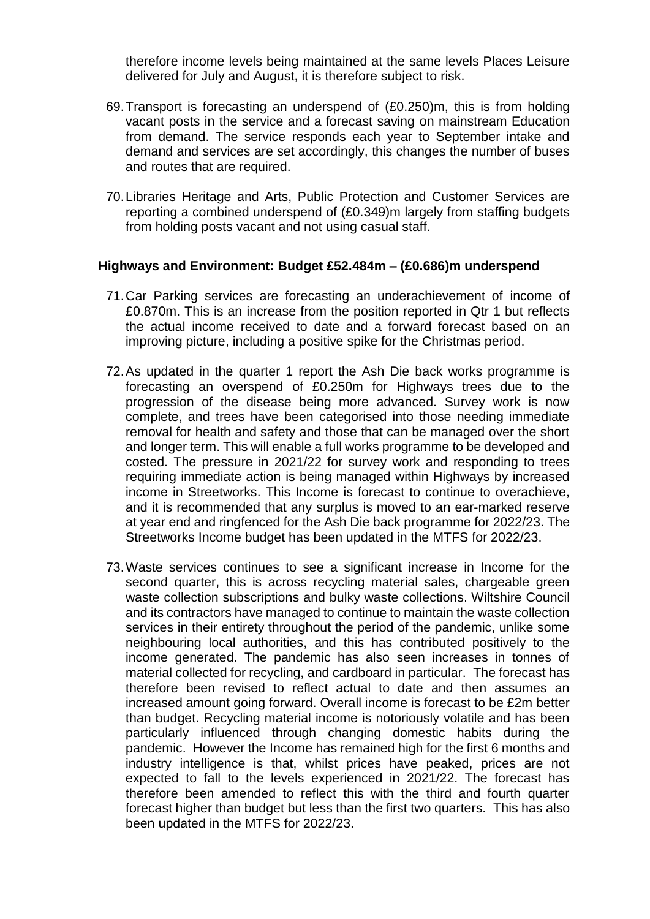therefore income levels being maintained at the same levels Places Leisure delivered for July and August, it is therefore subject to risk.

69. Transport is forecasting an underspend of (£0.250)m, this is from holding vacant posts in the service and a forecast saving on mainstream Education from demand. The service responds each year to September intake and demand and services are set accordingly, this changes the number of buses and routes that are required.

70. Libraries Heritage and Arts, Public Protection and Customer Services are reporting a combined underspend of (£0.349)m largely from staffing budgets from holding posts vacant and not using casual staff.

**Highways and Environment: Budget £52.484m – (£0.686)m underspend**

71. Car Parking services are forecasting an underachievement of income of £0.870m. This is an increase from the position reported in Qtr 1 but reflects the actual income received to date and a forward forecast based on an improving picture, including a positive spike for the Christmas period.

72. As updated in the quarter 1 report the Ash Die back works programme is forecasting an overspend of £0.250m for Highways trees due to the progression of the disease being more advanced. Survey work is now complete, and trees have been categorised into those needing immediate removal for health and safety and those that can be managed over the short and longer term. This will enable a full works programme to be developed and costed. The pressure in 2021/22 for survey work and responding to trees requiring immediate action is being managed within Highways by increased income in Streetworks. This Income is forecast to continue to overachieve, and it is recommended that any surplus is moved to an ear-marked reserve at year end and ringfenced for the Ash Die back programme for 2022/23. The Streetworks Income budget has been updated in the MTFS for 2022/23.

73. Waste services continues to see a significant increase in Income for the second quarter, this is across recycling material sales, chargeable green waste collection subscriptions and bulky waste collections. Wiltshire Council and its contractors have managed to continue to maintain the waste collection services in their entirety throughout the period of the pandemic, unlike some neighbouring local authorities, and this has contributed positively to the income generated. The pandemic has also seen increases in tonnes of material collected for recycling, and cardboard in particular. The forecast has therefore been revised to reflect actual to date and then assumes an increased amount going forward. Overall income is forecast to be £2m better than budget. Recycling material income is notoriously volatile and has been particularly influenced through changing domestic habits during the pandemic. However the Income has remained high for the first 6 months and industry intelligence is that, whilst prices have peaked, prices are not expected to fall to the levels experienced in 2021/22. The forecast has therefore been amended to reflect this with the third and fourth quarter forecast higher than budget but less than the first two quarters. This has also been updated in the MTFS for 2022/23.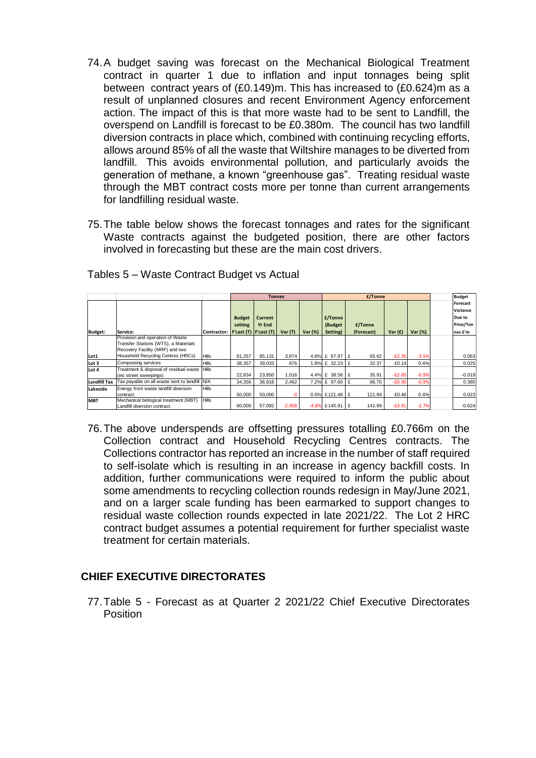74. A budget saving was forecast on the Mechanical Biological Treatment contract in quarter 1 due to inflation and input tonnages being split between contract years of (£0.149)m. This has increased to (£0.624)m as a result of unplanned closures and recent Environment Agency enforcement action. The impact of this is that more waste had to be sent to Landfill, the overspend on Landfill is forecast to be £0.380m. The council has two landfill diversion contracts in place which, combined with continuing recycling efforts, allows around 85% of all the waste that Wiltshire manages to be diverted from landfill. This avoids environmental pollution, and particularly avoids the generation of methane, a known "greenhouse gas". Treating residual waste through the MBT contract costs more per tonne than current arrangements for landfilling residual waste.

75. The table below shows the forecast tonnages and rates for the significant Waste contracts against the budgeted position, there are other factors involved in forecasting but these are the main cost drivers.

Tables 5 – Waste Contract Budget vs Actual

| | | | Tonnes | | | | £/Tonne | | | | Budget |
|---|---|---|---|---|---|---|---|---|---|---|---|
| Budget: | Service: | Contractor: | Budget setting F'cast (T) | Current Yr End F'cast (T) | Var (T) | Var (%) | £/Tonne (Budget Setting) | £/Tonne (Forecast) | Var (£) | Var (%) | Forecast Variance Due to Price/Tonnes £'m |
| Lot1 | Provision and operation of Waste Transfer Stations (WTS), a Materials Recovery Facility (MRF) and two Household Recycling Centres (HRCs) | Hills | 81,257 | 85,131 | 3,874 | 4.8% | £ 67.97 | £ 65.62 | -£2.35 | -3.5% | 0.063 |
| Lot 3 | Composting services | Hills | 38,357 | 39,033 | 676 | 1.8% | £ 32.23 | £ 32.37 | £0.14 | 0.4% | 0.025 |
| Lot 4 | Treatment & disposal of residual waste (inc street sweepings) | Hills | 22,834 | 23,850 | 1,016 | 4.4% | £ 38.56 | £ 35.91 | -£2.65 | -6.9% | -0.019 |
| Landfill Tax | Tax payable on all waste sent to landfill | N/A | 34,356 | 36,818 | 2,462 | 7.2% | £ 97.60 | £ 96.70 | -£0.90 | -0.9% | 0.380 |
| Lakeside | Energy from waste landfill diversion contract. | Hills | 50,000 | 50,000 | -0 | 0.0% | £121.48 | £ 121.94 | £0.46 | 0.4% | 0.023 |
| MBT | Mechanical biological treatment (MBT) Landfill diversion contract. | Hills | 60,000 | 57,092 | -2,908 | -4.8% | £145.91 | £ 141.99 | -£3.91 | -2.7% | -0.624 |

76. The above underspends are offsetting pressures totalling £0.766m on the Collection contract and Household Recycling Centres contracts. The Collections contractor has reported an increase in the number of staff required to self-isolate which is resulting in an increase in agency backfill costs. In addition, further communications were required to inform the public about some amendments to recycling collection rounds redesign in May/June 2021, and on a larger scale funding has been earmarked to support changes to residual waste collection rounds expected in late 2021/22. The Lot 2 HRC contract budget assumes a potential requirement for further specialist waste treatment for certain materials.

## CHIEF EXECUTIVE DIRECTORATES

77. Table 5 - Forecast as at Quarter 2 2021/22 Chief Executive Directorates Position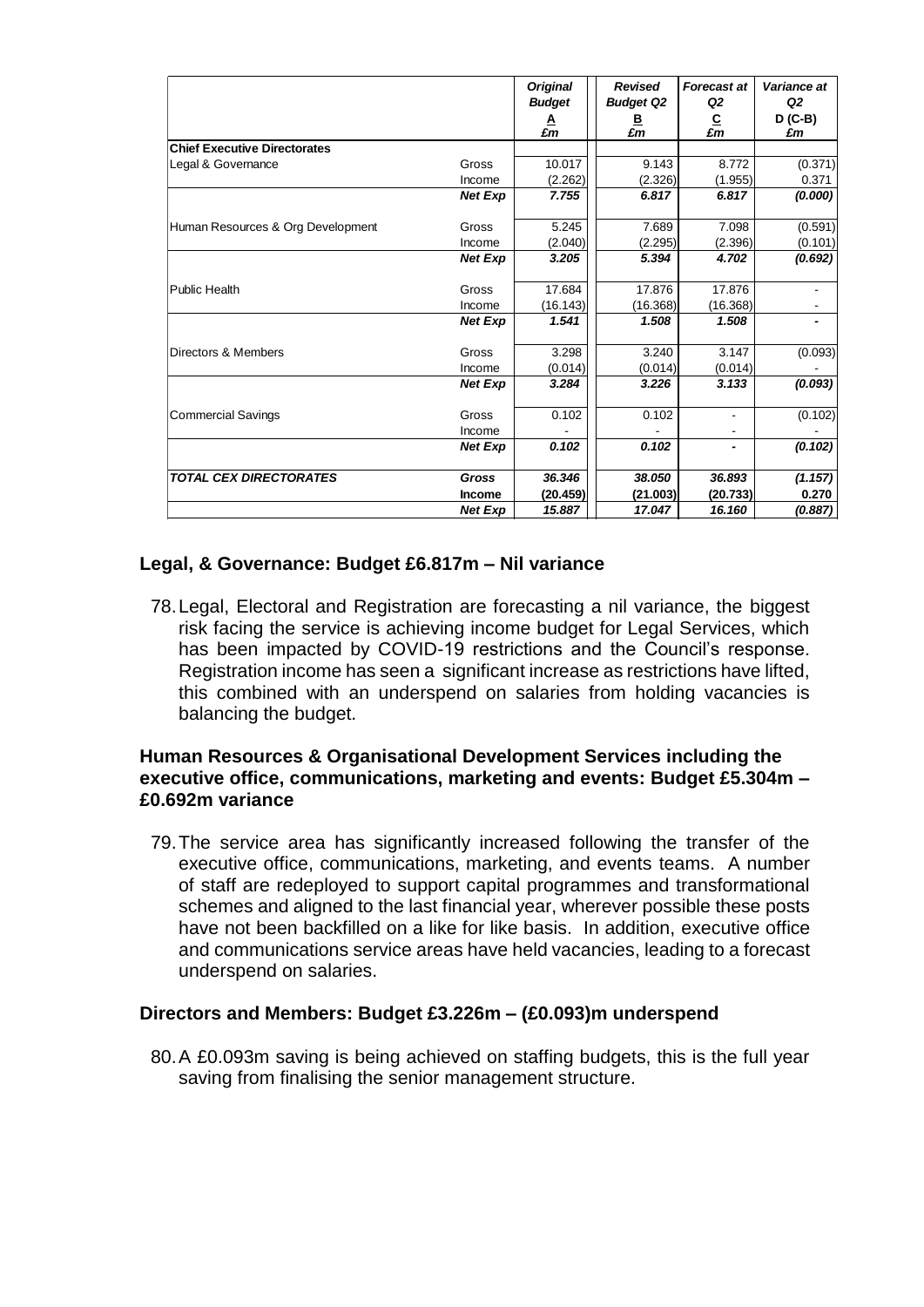| | | Original Budget A £m | Revised Budget Q2 B £m | Forecast at Q2 C £m | Variance at Q2 D (C-B) £m |
|---|---|---|---|---|---|
| **Chief Executive Directorates** | | | | | |
| Legal & Governance | Gross | 10.017 | 9.143 | 8.772 | (0.371) |
| | Income | (2.262) | (2.326) | (1.955) | 0.371 |
| | *Net Exp* | *7.755* | *6.817* | *6.817* | *(0.000)* |
| Human Resources & Org Development | Gross | 5.245 | 7.689 | 7.098 | (0.591) |
| | Income | (2.040) | (2.295) | (2.396) | (0.101) |
| | *Net Exp* | *3.205* | *5.394* | *4.702* | *(0.692)* |
| Public Health | Gross | 17.684 | 17.876 | 17.876 | - |
| | Income | (16.143) | (16.368) | (16.368) | - |
| | *Net Exp* | *1.541* | *1.508* | *1.508* | *-* |
| Directors & Members | Gross | 3.298 | 3.240 | 3.147 | (0.093) |
| | Income | (0.014) | (0.014) | (0.014) | - |
| | *Net Exp* | *3.284* | *3.226* | *3.133* | *(0.093)* |
| Commercial Savings | Gross | 0.102 | 0.102 | - | (0.102) |
| | Income | - | - | - | - |
| | *Net Exp* | *0.102* | *0.102* | *-* | *(0.102)* |
| ***TOTAL CEX DIRECTORATES*** | ***Gross*** | *36.346* | *38.050* | *36.893* | *(1.157)* |
| | **Income** | **(20.459)** | **(21.003)** | **(20.733)** | **0.270** |
| | *Net Exp* | *15.887* | *17.047* | *16.160* | *(0.887)* |

### Legal, & Governance: Budget £6.817m – Nil variance

78. Legal, Electoral and Registration are forecasting a nil variance, the biggest risk facing the service is achieving income budget for Legal Services, which has been impacted by COVID-19 restrictions and the Council's response. Registration income has seen a significant increase as restrictions have lifted, this combined with an underspend on salaries from holding vacancies is balancing the budget.

### Human Resources & Organisational Development Services including the executive office, communications, marketing and events: Budget £5.304m – £0.692m variance

79. The service area has significantly increased following the transfer of the executive office, communications, marketing, and events teams. A number of staff are redeployed to support capital programmes and transformational schemes and aligned to the last financial year, wherever possible these posts have not been backfilled on a like for like basis. In addition, executive office and communications service areas have held vacancies, leading to a forecast underspend on salaries.

### Directors and Members: Budget £3.226m – (£0.093)m underspend

80. A £0.093m saving is being achieved on staffing budgets, this is the full year saving from finalising the senior management structure.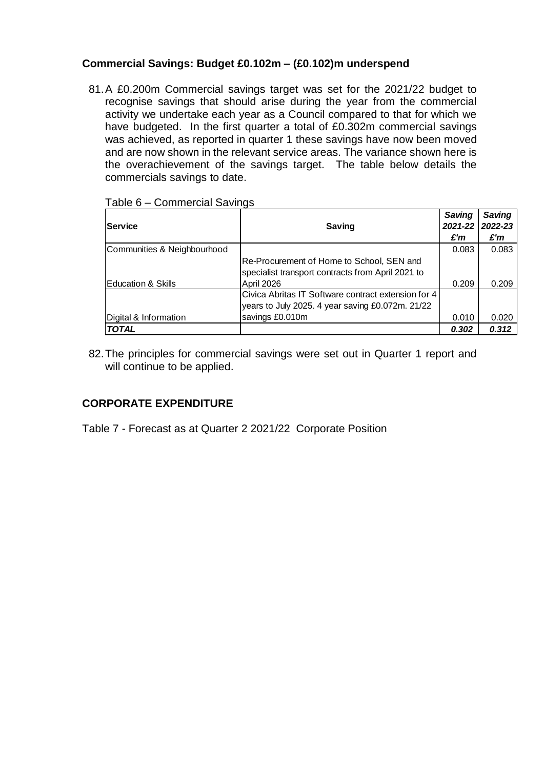**Commercial Savings: Budget £0.102m – (£0.102)m underspend**

81. A £0.200m Commercial savings target was set for the 2021/22 budget to recognise savings that should arise during the year from the commercial activity we undertake each year as a Council compared to that for which we have budgeted. In the first quarter a total of £0.302m commercial savings was achieved, as reported in quarter 1 these savings have now been moved and are now shown in the relevant service areas. The variance shown here is the overachievement of the savings target. The table below details the commercials savings to date.

Table 6 – Commercial Savings

| Service | Saving | *Saving 2021-22 £'m* | *Saving 2022-23 £'m* |
|---|---|---|---|
| Communities & Neighbourhood | | 0.083 | 0.083 |
| Education & Skills | Re-Procurement of Home to School, SEN and specialist transport contracts from April 2021 to April 2026 | 0.209 | 0.209 |
| Digital & Information | Civica Abritas IT Software contract extension for 4 years to July 2025. 4 year saving £0.072m. 21/22 savings £0.010m | 0.010 | 0.020 |
| ***TOTAL*** | | ***0.302*** | ***0.312*** |

82. The principles for commercial savings were set out in Quarter 1 report and will continue to be applied.

**CORPORATE EXPENDITURE**

Table 7 - Forecast as at Quarter 2 2021/22 Corporate Position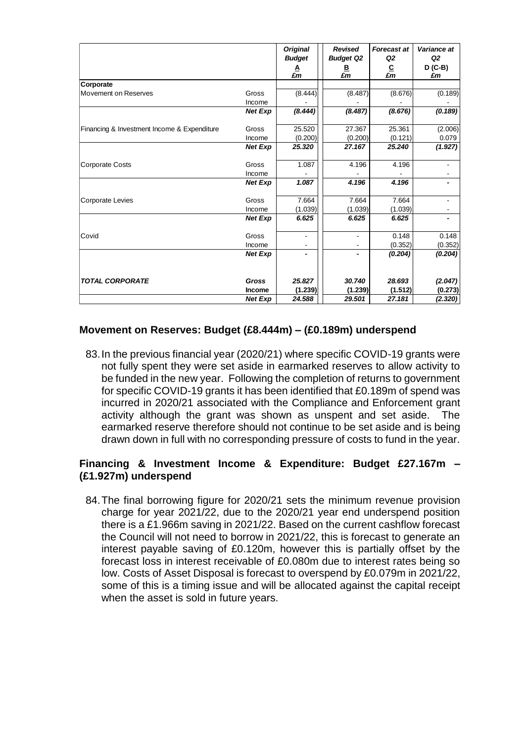| | | Original Budget<br>A<br>£m | Revised Budget Q2<br>B<br>£m | Forecast at Q2<br>C<br>£m | Variance at Q2<br>D (C-B)<br>£m |
|---|---|---|---|---|---|
| **Corporate** | | | | | |
| Movement on Reserves | Gross | (8.444) | (8.487) | (8.676) | (0.189) |
| | Income | - | - | - | - |
| | ***Net Exp*** | ***(8.444)*** | ***(8.487)*** | ***(8.676)*** | ***(0.189)*** |
| Financing & Investment Income & Expenditure | Gross | 25.520 | 27.367 | 25.361 | (2.006) |
| | Income | (0.200) | (0.200) | (0.121) | 0.079 |
| | ***Net Exp*** | ***25.320*** | ***27.167*** | ***25.240*** | ***(1.927)*** |
| Corporate Costs | Gross | 1.087 | 4.196 | 4.196 | - |
| | Income | - | - | - | - |
| | ***Net Exp*** | ***1.087*** | ***4.196*** | ***4.196*** | ***-*** |
| Corporate Levies | Gross | 7.664 | 7.664 | 7.664 | - |
| | Income | (1.039) | (1.039) | (1.039) | - |
| | ***Net Exp*** | ***6.625*** | ***6.625*** | ***6.625*** | ***-*** |
| Covid | Gross | - | - | 0.148 | 0.148 |
| | Income | - | - | (0.352) | (0.352) |
| | ***Net Exp*** | ***-*** | ***-*** | ***(0.204)*** | ***(0.204)*** |
| ***TOTAL CORPORATE*** | ***Gross*** | ***25.827*** | ***30.740*** | ***28.693*** | ***(2.047)*** |
| | ***Income*** | ***(1.239)*** | ***(1.239)*** | ***(1.512)*** | ***(0.273)*** |
| | ***Net Exp*** | ***24.588*** | ***29.501*** | ***27.181*** | ***(2.320)*** |

### Movement on Reserves: Budget (£8.444m) – (£0.189m) underspend

83. In the previous financial year (2020/21) where specific COVID-19 grants were not fully spent they were set aside in earmarked reserves to allow activity to be funded in the new year. Following the completion of returns to government for specific COVID-19 grants it has been identified that £0.189m of spend was incurred in 2020/21 associated with the Compliance and Enforcement grant activity although the grant was shown as unspent and set aside. The earmarked reserve therefore should not continue to be set aside and is being drawn down in full with no corresponding pressure of costs to fund in the year.

### Financing & Investment Income & Expenditure: Budget £27.167m – (£1.927m) underspend

84. The final borrowing figure for 2020/21 sets the minimum revenue provision charge for year 2021/22, due to the 2020/21 year end underspend position there is a £1.966m saving in 2021/22. Based on the current cashflow forecast the Council will not need to borrow in 2021/22, this is forecast to generate an interest payable saving of £0.120m, however this is partially offset by the forecast loss in interest receivable of £0.080m due to interest rates being so low. Costs of Asset Disposal is forecast to overspend by £0.079m in 2021/22, some of this is a timing issue and will be allocated against the capital receipt when the asset is sold in future years.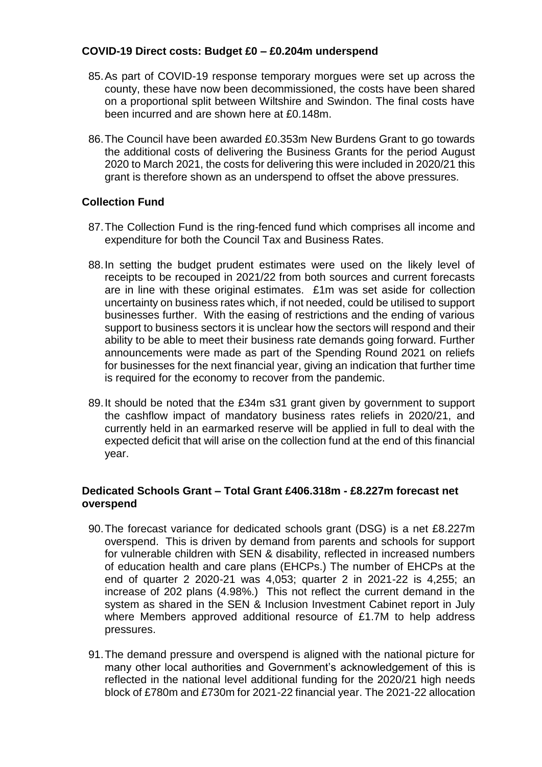**COVID-19 Direct costs: Budget £0 – £0.204m underspend**

85. As part of COVID-19 response temporary morgues were set up across the county, these have now been decommissioned, the costs have been shared on a proportional split between Wiltshire and Swindon. The final costs have been incurred and are shown here at £0.148m.

86. The Council have been awarded £0.353m New Burdens Grant to go towards the additional costs of delivering the Business Grants for the period August 2020 to March 2021, the costs for delivering this were included in 2020/21 this grant is therefore shown as an underspend to offset the above pressures.

**Collection Fund**

87. The Collection Fund is the ring-fenced fund which comprises all income and expenditure for both the Council Tax and Business Rates.

88. In setting the budget prudent estimates were used on the likely level of receipts to be recouped in 2021/22 from both sources and current forecasts are in line with these original estimates. £1m was set aside for collection uncertainty on business rates which, if not needed, could be utilised to support businesses further. With the easing of restrictions and the ending of various support to business sectors it is unclear how the sectors will respond and their ability to be able to meet their business rate demands going forward. Further announcements were made as part of the Spending Round 2021 on reliefs for businesses for the next financial year, giving an indication that further time is required for the economy to recover from the pandemic.

89. It should be noted that the £34m s31 grant given by government to support the cashflow impact of mandatory business rates reliefs in 2020/21, and currently held in an earmarked reserve will be applied in full to deal with the expected deficit that will arise on the collection fund at the end of this financial year.

**Dedicated Schools Grant – Total Grant £406.318m - £8.227m forecast net overspend**

90. The forecast variance for dedicated schools grant (DSG) is a net £8.227m overspend. This is driven by demand from parents and schools for support for vulnerable children with SEN & disability, reflected in increased numbers of education health and care plans (EHCPs.) The number of EHCPs at the end of quarter 2 2020-21 was 4,053; quarter 2 in 2021-22 is 4,255; an increase of 202 plans (4.98%.) This not reflect the current demand in the system as shared in the SEN & Inclusion Investment Cabinet report in July where Members approved additional resource of £1.7M to help address pressures.

91. The demand pressure and overspend is aligned with the national picture for many other local authorities and Government's acknowledgement of this is reflected in the national level additional funding for the 2020/21 high needs block of £780m and £730m for 2021-22 financial year. The 2021-22 allocation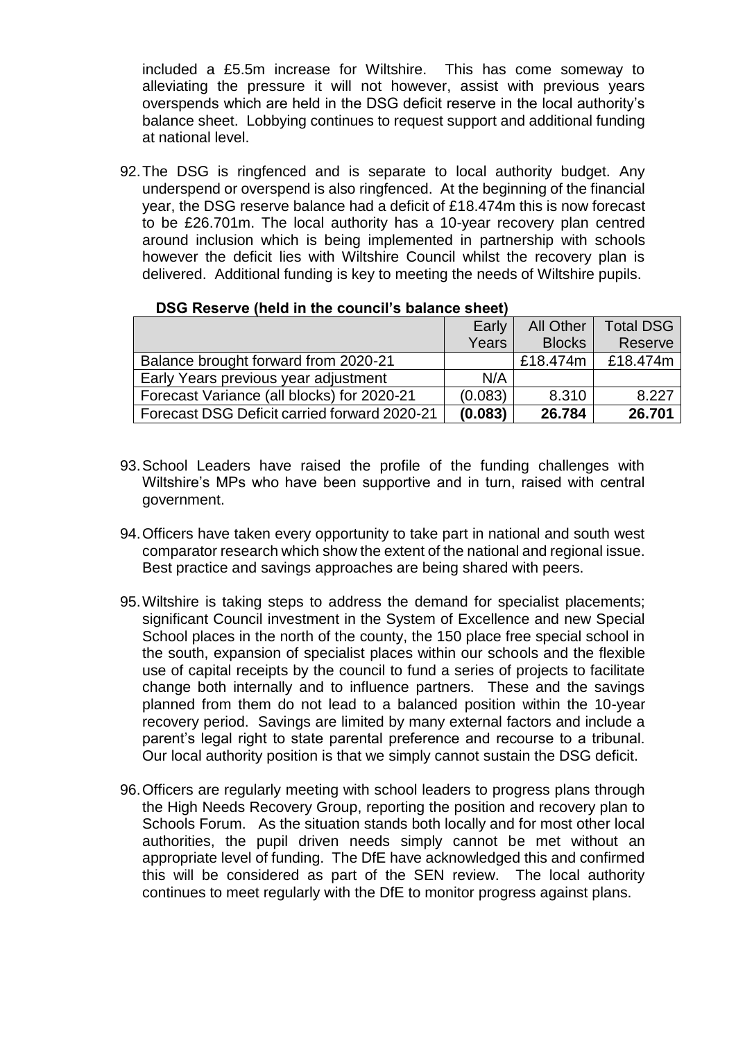included a £5.5m increase for Wiltshire. This has come someway to alleviating the pressure it will not however, assist with previous years overspends which are held in the DSG deficit reserve in the local authority's balance sheet. Lobbying continues to request support and additional funding at national level.

92. The DSG is ringfenced and is separate to local authority budget. Any underspend or overspend is also ringfenced. At the beginning of the financial year, the DSG reserve balance had a deficit of £18.474m this is now forecast to be £26.701m. The local authority has a 10-year recovery plan centred around inclusion which is being implemented in partnership with schools however the deficit lies with Wiltshire Council whilst the recovery plan is delivered. Additional funding is key to meeting the needs of Wiltshire pupils.

**DSG Reserve (held in the council's balance sheet)**

| | Early Years | All Other Blocks | Total DSG Reserve |
|---|---|---|---|
| Balance brought forward from 2020-21 | | £18.474m | £18.474m |
| Early Years previous year adjustment | N/A | | |
| Forecast Variance (all blocks) for 2020-21 | (0.083) | 8.310 | 8.227 |
| Forecast DSG Deficit carried forward 2020-21 | **(0.083)** | **26.784** | **26.701** |

93. School Leaders have raised the profile of the funding challenges with Wiltshire's MPs who have been supportive and in turn, raised with central government.

94. Officers have taken every opportunity to take part in national and south west comparator research which show the extent of the national and regional issue. Best practice and savings approaches are being shared with peers.

95. Wiltshire is taking steps to address the demand for specialist placements; significant Council investment in the System of Excellence and new Special School places in the north of the county, the 150 place free special school in the south, expansion of specialist places within our schools and the flexible use of capital receipts by the council to fund a series of projects to facilitate change both internally and to influence partners. These and the savings planned from them do not lead to a balanced position within the 10-year recovery period. Savings are limited by many external factors and include a parent's legal right to state parental preference and recourse to a tribunal. Our local authority position is that we simply cannot sustain the DSG deficit.

96. Officers are regularly meeting with school leaders to progress plans through the High Needs Recovery Group, reporting the position and recovery plan to Schools Forum. As the situation stands both locally and for most other local authorities, the pupil driven needs simply cannot be met without an appropriate level of funding. The DfE have acknowledged this and confirmed this will be considered as part of the SEN review. The local authority continues to meet regularly with the DfE to monitor progress against plans.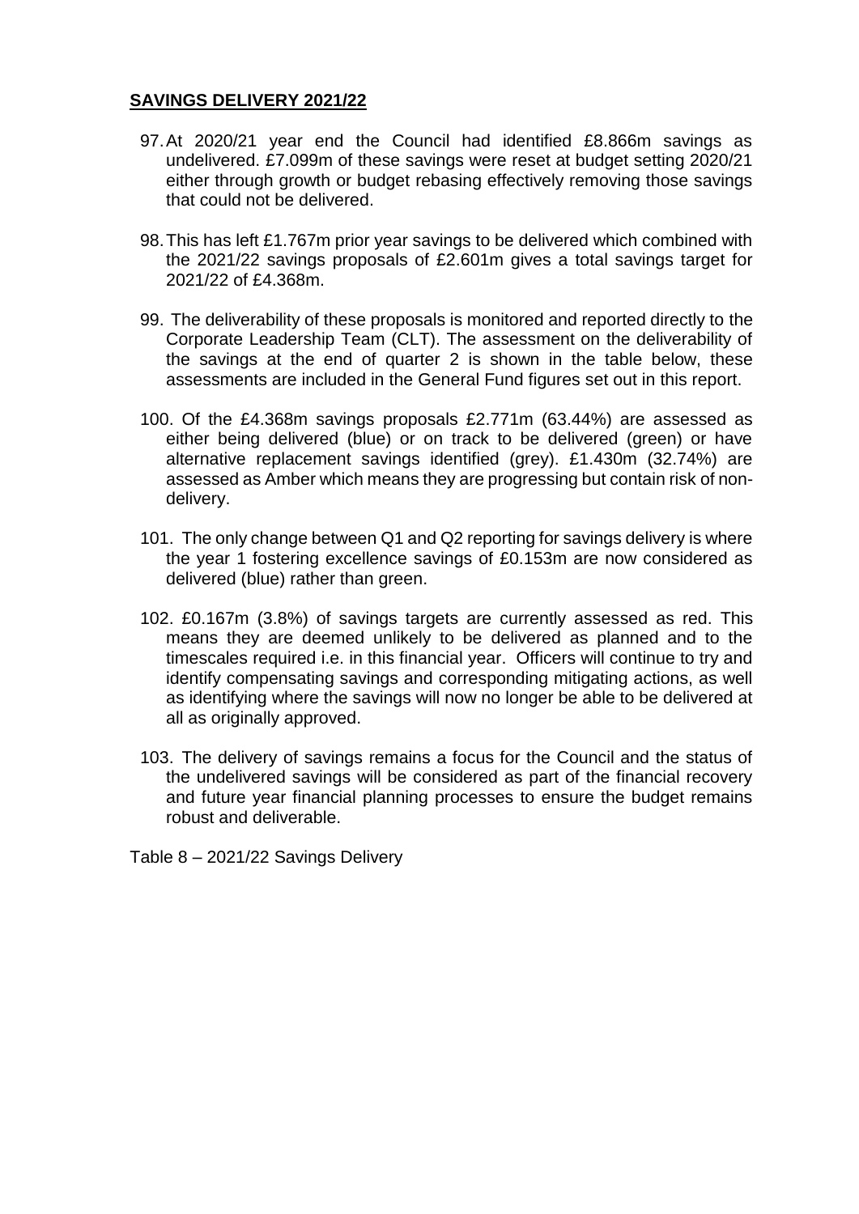## SAVINGS DELIVERY 2021/22

97. At 2020/21 year end the Council had identified £8.866m savings as undelivered. £7.099m of these savings were reset at budget setting 2020/21 either through growth or budget rebasing effectively removing those savings that could not be delivered.

98. This has left £1.767m prior year savings to be delivered which combined with the 2021/22 savings proposals of £2.601m gives a total savings target for 2021/22 of £4.368m.

99. The deliverability of these proposals is monitored and reported directly to the Corporate Leadership Team (CLT). The assessment on the deliverability of the savings at the end of quarter 2 is shown in the table below, these assessments are included in the General Fund figures set out in this report.

100. Of the £4.368m savings proposals £2.771m (63.44%) are assessed as either being delivered (blue) or on track to be delivered (green) or have alternative replacement savings identified (grey). £1.430m (32.74%) are assessed as Amber which means they are progressing but contain risk of non-delivery.

101. The only change between Q1 and Q2 reporting for savings delivery is where the year 1 fostering excellence savings of £0.153m are now considered as delivered (blue) rather than green.

102. £0.167m (3.8%) of savings targets are currently assessed as red. This means they are deemed unlikely to be delivered as planned and to the timescales required i.e. in this financial year. Officers will continue to try and identify compensating savings and corresponding mitigating actions, as well as identifying where the savings will now no longer be able to be delivered at all as originally approved.

103. The delivery of savings remains a focus for the Council and the status of the undelivered savings will be considered as part of the financial recovery and future year financial planning processes to ensure the budget remains robust and deliverable.

Table 8 – 2021/22 Savings Delivery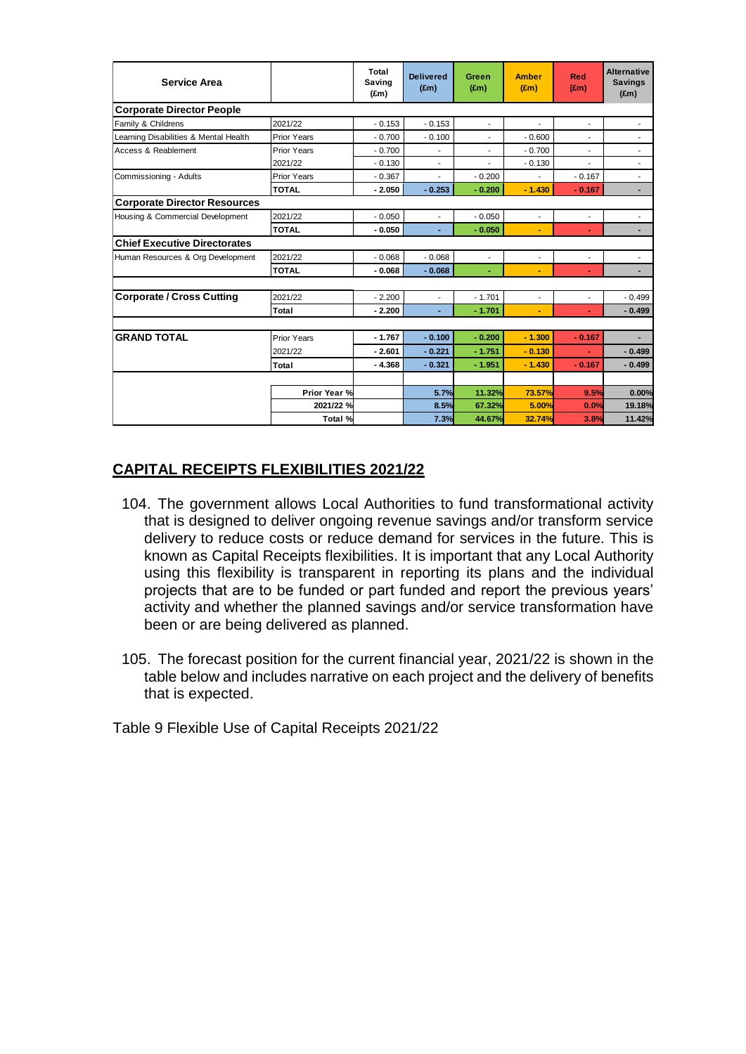| Service Area | | Total Saving (£m) | Delivered (£m) | Green (£m) | Amber (£m) | Red (£m) | Alternative Savings (£m) |
|---|---|---|---|---|---|---|---|
| **Corporate Director People** | | | | | | | |
| Family & Childrens | 2021/22 | - 0.153 | - 0.153 | - | - | - | - |
| Learning Disabilities & Mental Health | Prior Years | - 0.700 | - 0.100 | - | - 0.600 | - | - |
| Access & Reablement | Prior Years | - 0.700 | - | - | - 0.700 | - | - |
| | 2021/22 | - 0.130 | - | - | - 0.130 | - | - |
| Commissioning - Adults | Prior Years | - 0.367 | - | - 0.200 | - | - 0.167 | - |
| | **TOTAL** | **- 2.050** | **- 0.253** | **- 0.200** | **- 1.430** | **- 0.167** | **-** |
| **Corporate Director Resources** | | | | | | | |
| Housing & Commercial Development | 2021/22 | - 0.050 | - | - 0.050 | - | - | - |
| | **TOTAL** | **- 0.050** | **-** | **- 0.050** | **-** | **-** | **-** |
| **Chief Executive Directorates** | | | | | | | |
| Human Resources & Org Development | 2021/22 | - 0.068 | - 0.068 | - | - | - | - |
| | **TOTAL** | **- 0.068** | **- 0.068** | **-** | **-** | **-** | **-** |
| **Corporate / Cross Cutting** | 2021/22 | - 2.200 | - | - 1.701 | - | - | - 0.499 |
| | **Total** | **- 2.200** | **-** | **- 1.701** | **-** | **-** | **- 0.499** |
| **GRAND TOTAL** | Prior Years | **- 1.767** | **- 0.100** | **- 0.200** | **- 1.300** | **- 0.167** | **-** |
| | 2021/22 | **- 2.601** | **- 0.221** | **- 1.751** | **- 0.130** | **-** | **- 0.499** |
| | **Total** | **- 4.368** | **- 0.321** | **- 1.951** | **- 1.430** | **- 0.167** | **- 0.499** |
| | **Prior Year %** | | **5.7%** | **11.32%** | **73.57%** | **9.5%** | **0.00%** |
| | **2021/22 %** | | **8.5%** | **67.32%** | **5.00%** | **0.0%** | **19.18%** |
| | **Total %** | | **7.3%** | **44.67%** | **32.74%** | **3.8%** | **11.42%** |

## CAPITAL RECEIPTS FLEXIBILITIES 2021/22

104. The government allows Local Authorities to fund transformational activity that is designed to deliver ongoing revenue savings and/or transform service delivery to reduce costs or reduce demand for services in the future. This is known as Capital Receipts flexibilities. It is important that any Local Authority using this flexibility is transparent in reporting its plans and the individual projects that are to be funded or part funded and report the previous years' activity and whether the planned savings and/or service transformation have been or are being delivered as planned.

105. The forecast position for the current financial year, 2021/22 is shown in the table below and includes narrative on each project and the delivery of benefits that is expected.

Table 9 Flexible Use of Capital Receipts 2021/22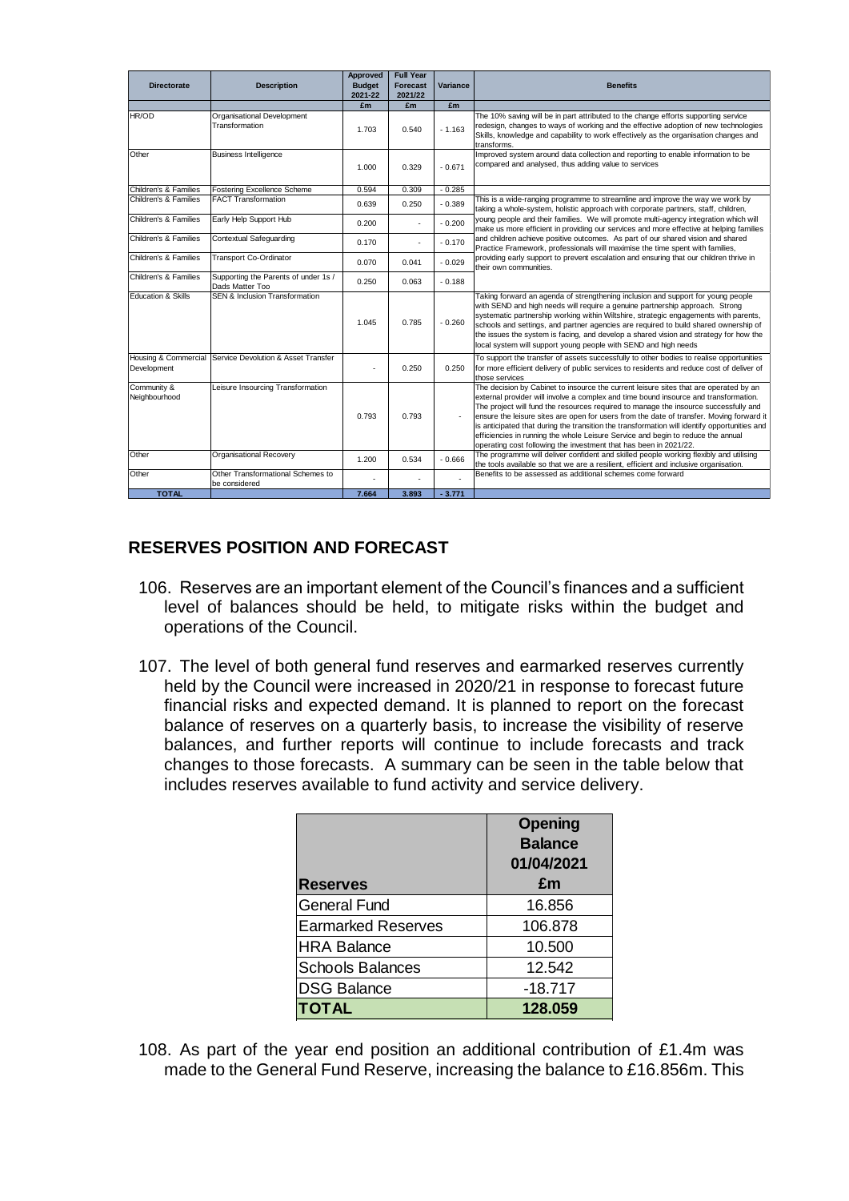| Directorate | Description | Approved Budget 2021-22 | Full Year Forecast 2021/22 | Variance | Benefits |
|---|---|---|---|---|---|
| | | £m | £m | £m | |
| HR/OD | Organisational Development Transformation | 1.703 | 0.540 | - 1.163 | The 10% saving will be in part attributed to the change efforts supporting service redesign, changes to ways of working and the effective adoption of new technologies Skills, knowledge and capability to work effectively as the organisation changes and transforms. |
| Other | Business Intelligence | 1.000 | 0.329 | - 0.671 | Improved system around data collection and reporting to enable information to be compared and analysed, thus adding value to services |
| Children's & Families | Fostering Excellence Scheme | 0.594 | 0.309 | - 0.285 | |
| Children's & Families | FACT Transformation | 0.639 | 0.250 | - 0.389 | This is a wide-ranging programme to streamline and improve the way we work by taking a whole-system, holistic approach with corporate partners, staff, children, young people and their families. We will promote multi-agency integration which will make us more efficient in providing our services and more effective at helping families and children achieve positive outcomes. As part of our shared vision and shared Practice Framework, professionals will maximise the time spent with families, providing early support to prevent escalation and ensuring that our children thrive in their own communities. |
| Children's & Families | Early Help Support Hub | 0.200 | - | - 0.200 | |
| Children's & Families | Contextual Safeguarding | 0.170 | - | - 0.170 | |
| Children's & Families | Transport Co-Ordinator | 0.070 | 0.041 | - 0.029 | |
| Children's & Families | Supporting the Parents of under 1s / Dads Matter Too | 0.250 | 0.063 | - 0.188 | |
| Education & Skills | SEN & Inclusion Transformation | 1.045 | 0.785 | - 0.260 | Taking forward an agenda of strengthening inclusion and support for young people with SEND and high needs will require a genuine partnership approach. Strong systematic partnership working within Wiltshire, strategic engagements with parents, schools and settings, and partner agencies are required to build shared ownership of the issues the system is facing, and develop a shared vision and strategy for how the local system will support young people with SEND and high needs |
| Housing & Commercial Development | Service Devolution & Asset Transfer | - | 0.250 | 0.250 | To support the transfer of assets successfully to other bodies to realise opportunities for more efficient delivery of public services to residents and reduce cost of deliver of those services |
| Community & Neighbourhood | Leisure Insourcing Transformation | 0.793 | 0.793 | - | The decision by Cabinet to insource the current leisure sites that are operated by an external provider will involve a complex and time bound insource and transformation. The project will fund the resources required to manage the insource successfully and ensure the leisure sites are open for users from the date of transfer. Moving forward it is anticipated that during the transition the transformation will identify opportunities and efficiencies in running the whole Leisure Service and begin to reduce the annual operating cost following the investment that has been in 2021/22. |
| Other | Organisational Recovery | 1.200 | 0.534 | - 0.666 | The programme will deliver confident and skilled people working flexibly and utilising the tools available so that we are a resilient, efficient and inclusive organisation. |
| Other | Other Transformational Schemes to be considered | - | - | - | Benefits to be assessed as additional schemes come forward |
| **TOTAL** | | **7.664** | **3.893** | **- 3.771** | |

## RESERVES POSITION AND FORECAST

106. Reserves are an important element of the Council's finances and a sufficient level of balances should be held, to mitigate risks within the budget and operations of the Council.

107. The level of both general fund reserves and earmarked reserves currently held by the Council were increased in 2020/21 in response to forecast future financial risks and expected demand. It is planned to report on the forecast balance of reserves on a quarterly basis, to increase the visibility of reserve balances, and further reports will continue to include forecasts and track changes to those forecasts. A summary can be seen in the table below that includes reserves available to fund activity and service delivery.

| Reserves | Opening Balance 01/04/2021 £m |
|---|---|
| General Fund | 16.856 |
| Earmarked Reserves | 106.878 |
| HRA Balance | 10.500 |
| Schools Balances | 12.542 |
| DSG Balance | -18.717 |
| **TOTAL** | **128.059** |

108. As part of the year end position an additional contribution of £1.4m was made to the General Fund Reserve, increasing the balance to £16.856m. This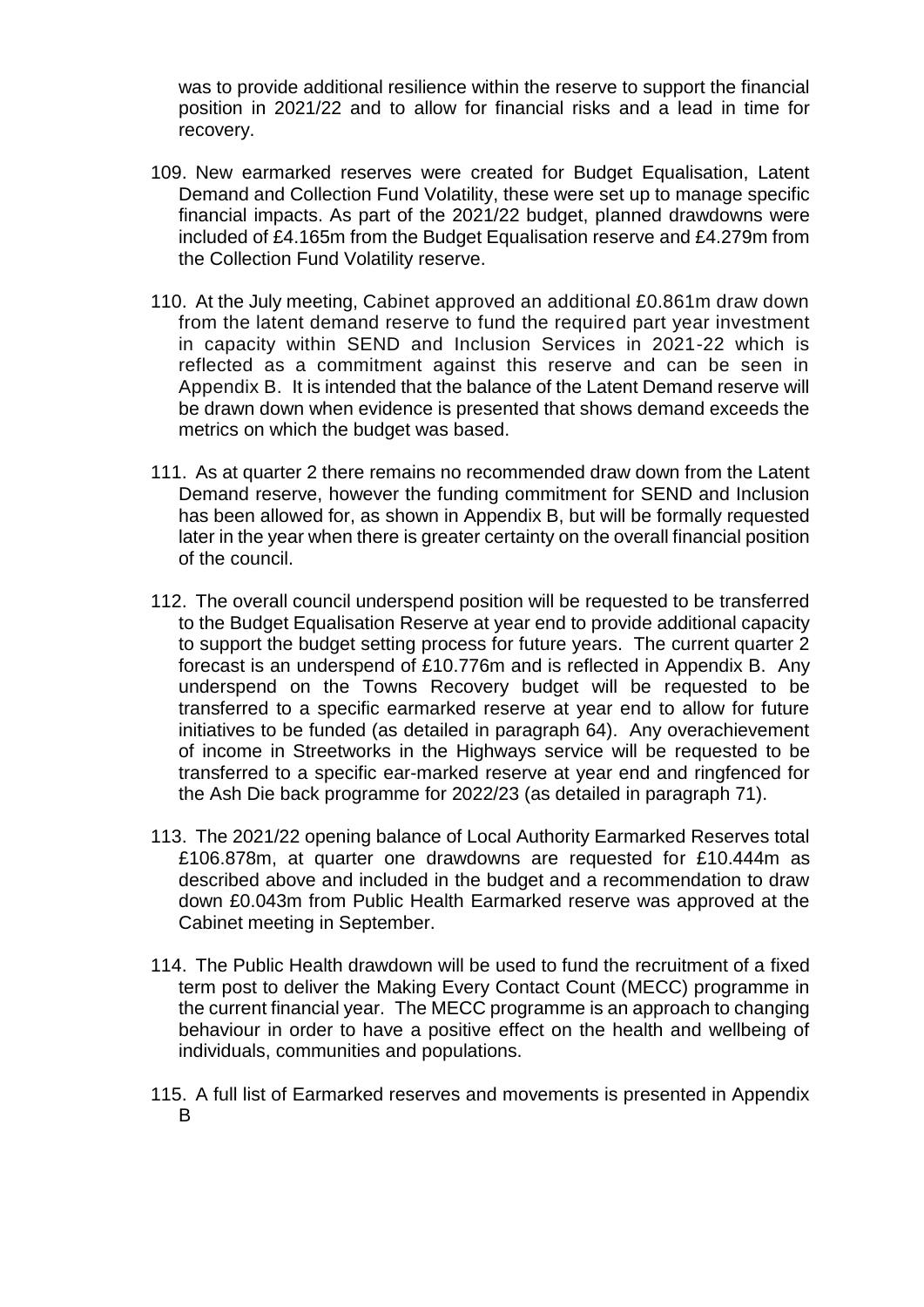was to provide additional resilience within the reserve to support the financial position in 2021/22 and to allow for financial risks and a lead in time for recovery.

109. New earmarked reserves were created for Budget Equalisation, Latent Demand and Collection Fund Volatility, these were set up to manage specific financial impacts. As part of the 2021/22 budget, planned drawdowns were included of £4.165m from the Budget Equalisation reserve and £4.279m from the Collection Fund Volatility reserve.

110. At the July meeting, Cabinet approved an additional £0.861m draw down from the latent demand reserve to fund the required part year investment in capacity within SEND and Inclusion Services in 2021-22 which is reflected as a commitment against this reserve and can be seen in Appendix B. It is intended that the balance of the Latent Demand reserve will be drawn down when evidence is presented that shows demand exceeds the metrics on which the budget was based.

111. As at quarter 2 there remains no recommended draw down from the Latent Demand reserve, however the funding commitment for SEND and Inclusion has been allowed for, as shown in Appendix B, but will be formally requested later in the year when there is greater certainty on the overall financial position of the council.

112. The overall council underspend position will be requested to be transferred to the Budget Equalisation Reserve at year end to provide additional capacity to support the budget setting process for future years. The current quarter 2 forecast is an underspend of £10.776m and is reflected in Appendix B. Any underspend on the Towns Recovery budget will be requested to be transferred to a specific earmarked reserve at year end to allow for future initiatives to be funded (as detailed in paragraph 64). Any overachievement of income in Streetworks in the Highways service will be requested to be transferred to a specific ear-marked reserve at year end and ringfenced for the Ash Die back programme for 2022/23 (as detailed in paragraph 71).

113. The 2021/22 opening balance of Local Authority Earmarked Reserves total £106.878m, at quarter one drawdowns are requested for £10.444m as described above and included in the budget and a recommendation to draw down £0.043m from Public Health Earmarked reserve was approved at the Cabinet meeting in September.

114. The Public Health drawdown will be used to fund the recruitment of a fixed term post to deliver the Making Every Contact Count (MECC) programme in the current financial year. The MECC programme is an approach to changing behaviour in order to have a positive effect on the health and wellbeing of individuals, communities and populations.

115. A full list of Earmarked reserves and movements is presented in Appendix B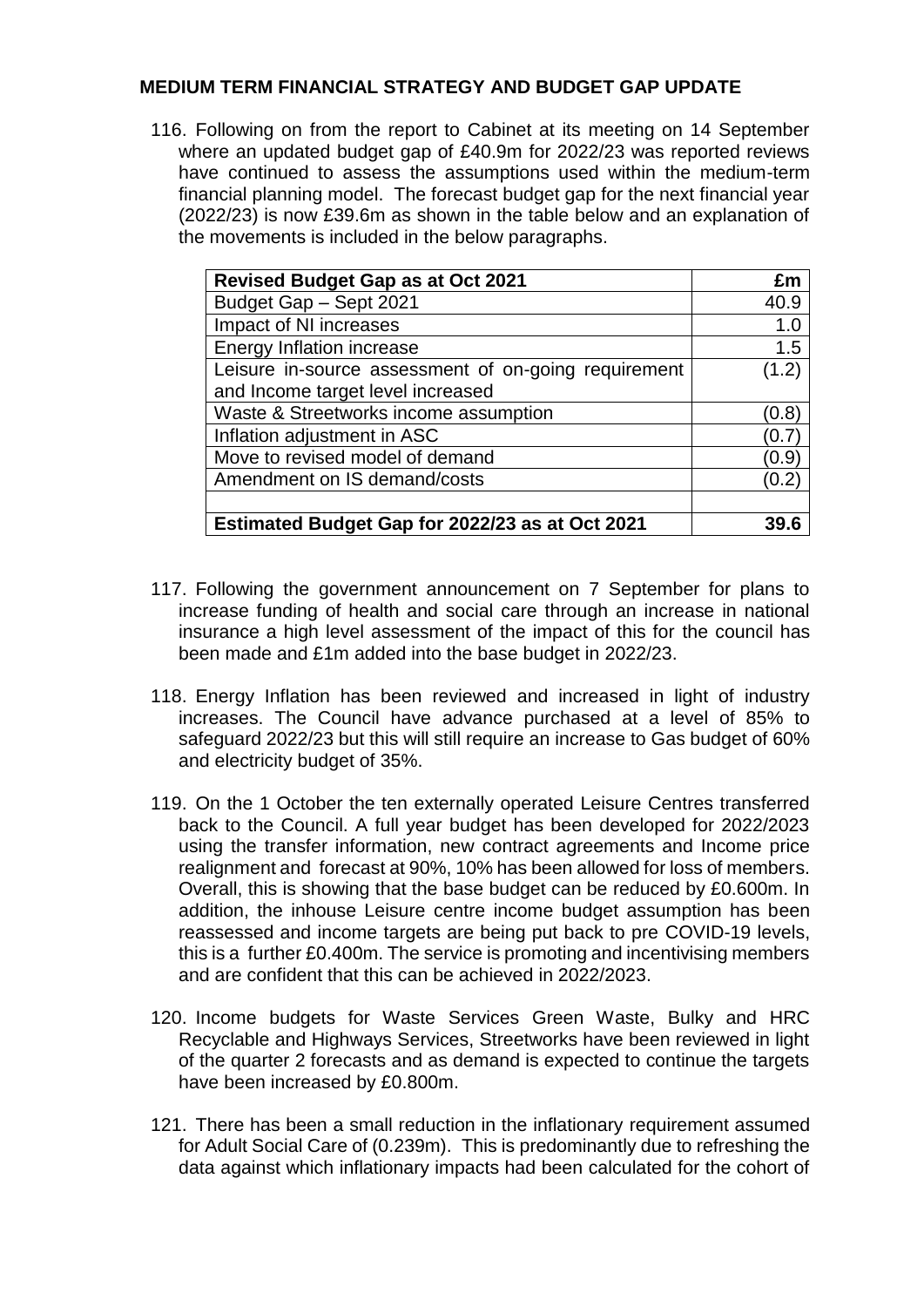## MEDIUM TERM FINANCIAL STRATEGY AND BUDGET GAP UPDATE

116. Following on from the report to Cabinet at its meeting on 14 September where an updated budget gap of £40.9m for 2022/23 was reported reviews have continued to assess the assumptions used within the medium-term financial planning model. The forecast budget gap for the next financial year (2022/23) is now £39.6m as shown in the table below and an explanation of the movements is included in the below paragraphs.

| **Revised Budget Gap as at Oct 2021** | **£m** |
|---|---|
| Budget Gap – Sept 2021 | 40.9 |
| Impact of NI increases | 1.0 |
| Energy Inflation increase | 1.5 |
| Leisure in-source assessment of on-going requirement and Income target level increased | (1.2) |
| Waste & Streetworks income assumption | (0.8) |
| Inflation adjustment in ASC | (0.7) |
| Move to revised model of demand | (0.9) |
| Amendment on IS demand/costs | (0.2) |
| | |
| **Estimated Budget Gap for 2022/23 as at Oct 2021** | **39.6** |

117. Following the government announcement on 7 September for plans to increase funding of health and social care through an increase in national insurance a high level assessment of the impact of this for the council has been made and £1m added into the base budget in 2022/23.

118. Energy Inflation has been reviewed and increased in light of industry increases. The Council have advance purchased at a level of 85% to safeguard 2022/23 but this will still require an increase to Gas budget of 60% and electricity budget of 35%.

119. On the 1 October the ten externally operated Leisure Centres transferred back to the Council. A full year budget has been developed for 2022/2023 using the transfer information, new contract agreements and Income price realignment and forecast at 90%, 10% has been allowed for loss of members. Overall, this is showing that the base budget can be reduced by £0.600m. In addition, the inhouse Leisure centre income budget assumption has been reassessed and income targets are being put back to pre COVID-19 levels, this is a further £0.400m. The service is promoting and incentivising members and are confident that this can be achieved in 2022/2023.

120. Income budgets for Waste Services Green Waste, Bulky and HRC Recyclable and Highways Services, Streetworks have been reviewed in light of the quarter 2 forecasts and as demand is expected to continue the targets have been increased by £0.800m.

121. There has been a small reduction in the inflationary requirement assumed for Adult Social Care of (0.239m). This is predominantly due to refreshing the data against which inflationary impacts had been calculated for the cohort of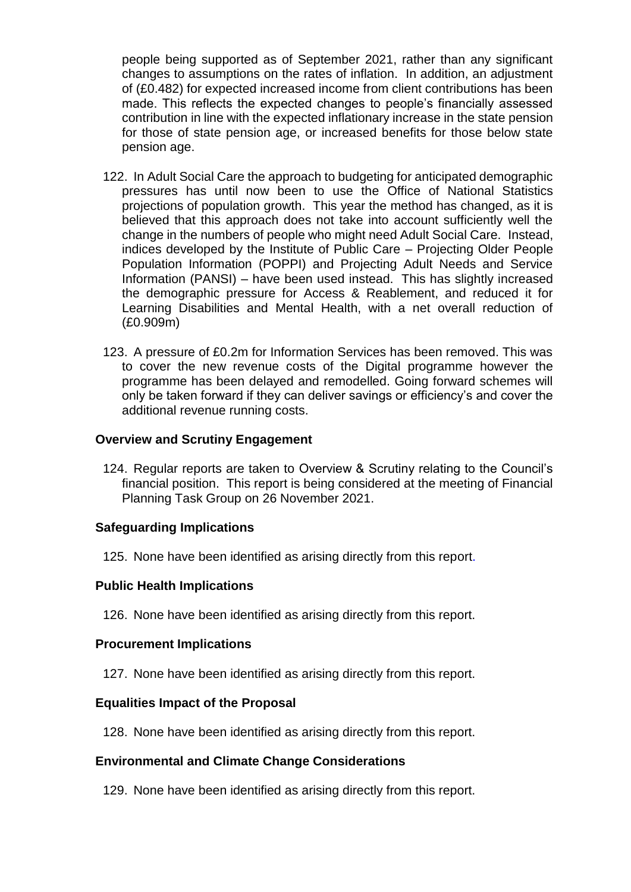people being supported as of September 2021, rather than any significant changes to assumptions on the rates of inflation. In addition, an adjustment of (£0.482) for expected increased income from client contributions has been made. This reflects the expected changes to people's financially assessed contribution in line with the expected inflationary increase in the state pension for those of state pension age, or increased benefits for those below state pension age.

122. In Adult Social Care the approach to budgeting for anticipated demographic pressures has until now been to use the Office of National Statistics projections of population growth. This year the method has changed, as it is believed that this approach does not take into account sufficiently well the change in the numbers of people who might need Adult Social Care. Instead, indices developed by the Institute of Public Care – Projecting Older People Population Information (POPPI) and Projecting Adult Needs and Service Information (PANSI) – have been used instead. This has slightly increased the demographic pressure for Access & Reablement, and reduced it for Learning Disabilities and Mental Health, with a net overall reduction of (£0.909m)

123. A pressure of £0.2m for Information Services has been removed. This was to cover the new revenue costs of the Digital programme however the programme has been delayed and remodelled. Going forward schemes will only be taken forward if they can deliver savings or efficiency's and cover the additional revenue running costs.

**Overview and Scrutiny Engagement**

124. Regular reports are taken to Overview & Scrutiny relating to the Council's financial position. This report is being considered at the meeting of Financial Planning Task Group on 26 November 2021.

**Safeguarding Implications**

125. None have been identified as arising directly from this report.

**Public Health Implications**

126. None have been identified as arising directly from this report.

**Procurement Implications**

127. None have been identified as arising directly from this report.

**Equalities Impact of the Proposal**

128. None have been identified as arising directly from this report.

**Environmental and Climate Change Considerations**

129. None have been identified as arising directly from this report.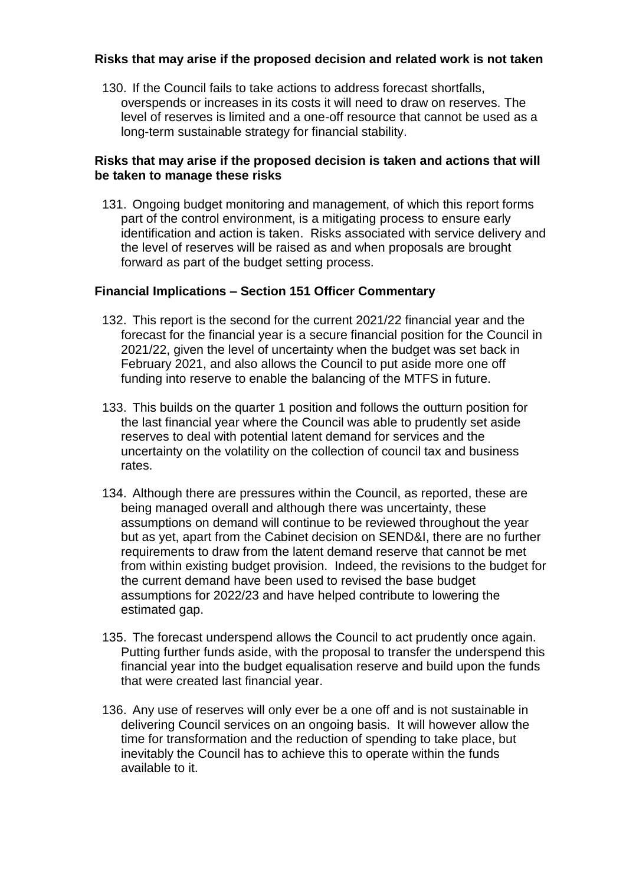**Risks that may arise if the proposed decision and related work is not taken**

130. If the Council fails to take actions to address forecast shortfalls, overspends or increases in its costs it will need to draw on reserves. The level of reserves is limited and a one-off resource that cannot be used as a long-term sustainable strategy for financial stability.

**Risks that may arise if the proposed decision is taken and actions that will be taken to manage these risks**

131. Ongoing budget monitoring and management, of which this report forms part of the control environment, is a mitigating process to ensure early identification and action is taken. Risks associated with service delivery and the level of reserves will be raised as and when proposals are brought forward as part of the budget setting process.

**Financial Implications – Section 151 Officer Commentary**

132. This report is the second for the current 2021/22 financial year and the forecast for the financial year is a secure financial position for the Council in 2021/22, given the level of uncertainty when the budget was set back in February 2021, and also allows the Council to put aside more one off funding into reserve to enable the balancing of the MTFS in future.

133. This builds on the quarter 1 position and follows the outturn position for the last financial year where the Council was able to prudently set aside reserves to deal with potential latent demand for services and the uncertainty on the volatility on the collection of council tax and business rates.

134. Although there are pressures within the Council, as reported, these are being managed overall and although there was uncertainty, these assumptions on demand will continue to be reviewed throughout the year but as yet, apart from the Cabinet decision on SEND&I, there are no further requirements to draw from the latent demand reserve that cannot be met from within existing budget provision. Indeed, the revisions to the budget for the current demand have been used to revised the base budget assumptions for 2022/23 and have helped contribute to lowering the estimated gap.

135. The forecast underspend allows the Council to act prudently once again. Putting further funds aside, with the proposal to transfer the underspend this financial year into the budget equalisation reserve and build upon the funds that were created last financial year.

136. Any use of reserves will only ever be a one off and is not sustainable in delivering Council services on an ongoing basis. It will however allow the time for transformation and the reduction of spending to take place, but inevitably the Council has to achieve this to operate within the funds available to it.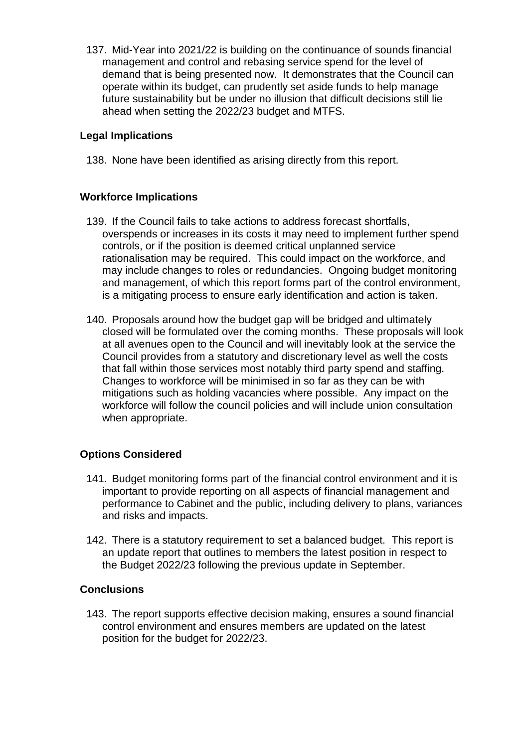137. Mid-Year into 2021/22 is building on the continuance of sounds financial management and control and rebasing service spend for the level of demand that is being presented now. It demonstrates that the Council can operate within its budget, can prudently set aside funds to help manage future sustainability but be under no illusion that difficult decisions still lie ahead when setting the 2022/23 budget and MTFS.

### Legal Implications

138. None have been identified as arising directly from this report.

### Workforce Implications

139. If the Council fails to take actions to address forecast shortfalls, overspends or increases in its costs it may need to implement further spend controls, or if the position is deemed critical unplanned service rationalisation may be required. This could impact on the workforce, and may include changes to roles or redundancies. Ongoing budget monitoring and management, of which this report forms part of the control environment, is a mitigating process to ensure early identification and action is taken.

140. Proposals around how the budget gap will be bridged and ultimately closed will be formulated over the coming months. These proposals will look at all avenues open to the Council and will inevitably look at the service the Council provides from a statutory and discretionary level as well the costs that fall within those services most notably third party spend and staffing. Changes to workforce will be minimised in so far as they can be with mitigations such as holding vacancies where possible. Any impact on the workforce will follow the council policies and will include union consultation when appropriate.

### Options Considered

141. Budget monitoring forms part of the financial control environment and it is important to provide reporting on all aspects of financial management and performance to Cabinet and the public, including delivery to plans, variances and risks and impacts.

142. There is a statutory requirement to set a balanced budget. This report is an update report that outlines to members the latest position in respect to the Budget 2022/23 following the previous update in September.

### Conclusions

143. The report supports effective decision making, ensures a sound financial control environment and ensures members are updated on the latest position for the budget for 2022/23.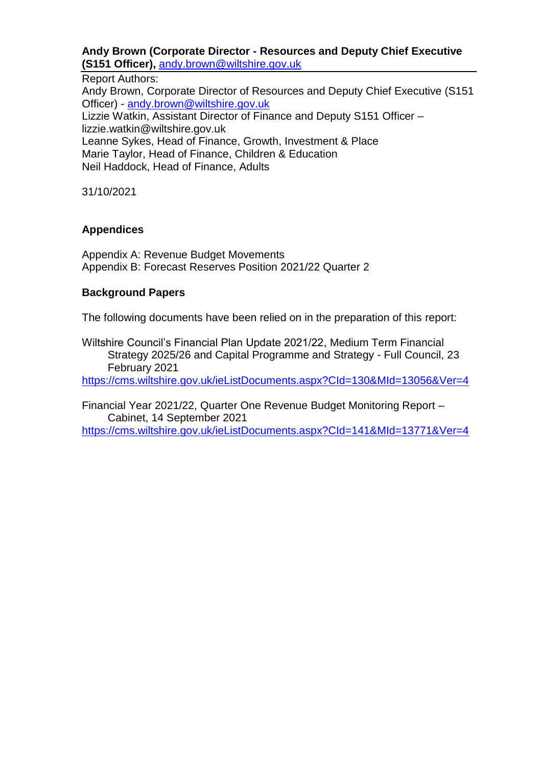**Andy Brown (Corporate Director - Resources and Deputy Chief Executive (S151 Officer),** andy.brown@wiltshire.gov.uk

Report Authors:
Andy Brown, Corporate Director of Resources and Deputy Chief Executive (S151 Officer) - andy.brown@wiltshire.gov.uk
Lizzie Watkin, Assistant Director of Finance and Deputy S151 Officer – lizzie.watkin@wiltshire.gov.uk
Leanne Sykes, Head of Finance, Growth, Investment & Place
Marie Taylor, Head of Finance, Children & Education
Neil Haddock, Head of Finance, Adults

31/10/2021

**Appendices**

Appendix A: Revenue Budget Movements
Appendix B: Forecast Reserves Position 2021/22 Quarter 2

**Background Papers**

The following documents have been relied on in the preparation of this report:

Wiltshire Council's Financial Plan Update 2021/22, Medium Term Financial Strategy 2025/26 and Capital Programme and Strategy - Full Council, 23 February 2021
https://cms.wiltshire.gov.uk/ieListDocuments.aspx?CId=130&MId=13056&Ver=4

Financial Year 2021/22, Quarter One Revenue Budget Monitoring Report – Cabinet, 14 September 2021
https://cms.wiltshire.gov.uk/ieListDocuments.aspx?CId=141&MId=13771&Ver=4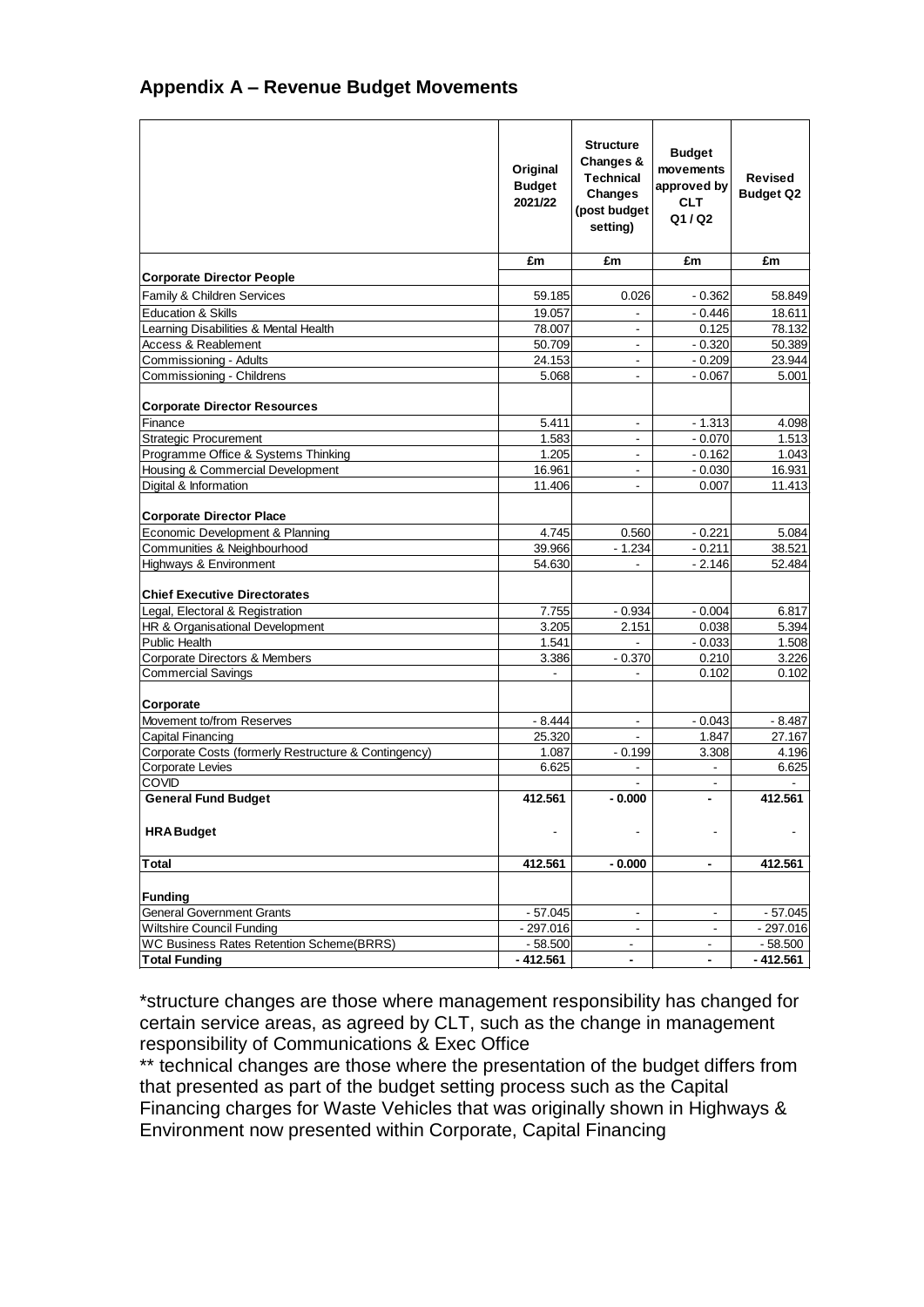## Appendix A – Revenue Budget Movements

| | Original Budget 2021/22 | Structure Changes & Technical Changes (post budget setting) | Budget movements approved by CLT Q1 / Q2 | Revised Budget Q2 |
|---|---|---|---|---|
| | £m | £m | £m | £m |
| **Corporate Director People** | | | | |
| Family & Children Services | 59.185 | 0.026 | - 0.362 | 58.849 |
| Education & Skills | 19.057 | - | - 0.446 | 18.611 |
| Learning Disabilities & Mental Health | 78.007 | - | 0.125 | 78.132 |
| Access & Reablement | 50.709 | - | - 0.320 | 50.389 |
| Commissioning - Adults | 24.153 | - | - 0.209 | 23.944 |
| Commissioning - Childrens | 5.068 | - | - 0.067 | 5.001 |
| **Corporate Director Resources** | | | | |
| Finance | 5.411 | - | - 1.313 | 4.098 |
| Strategic Procurement | 1.583 | - | - 0.070 | 1.513 |
| Programme Office & Systems Thinking | 1.205 | - | - 0.162 | 1.043 |
| Housing & Commercial Development | 16.961 | - | - 0.030 | 16.931 |
| Digital & Information | 11.406 | - | 0.007 | 11.413 |
| **Corporate Director Place** | | | | |
| Economic Development & Planning | 4.745 | 0.560 | - 0.221 | 5.084 |
| Communities & Neighbourhood | 39.966 | - 1.234 | - 0.211 | 38.521 |
| Highways & Environment | 54.630 | - | - 2.146 | 52.484 |
| **Chief Executive Directorates** | | | | |
| Legal, Electoral & Registration | 7.755 | - 0.934 | - 0.004 | 6.817 |
| HR & Organisational Development | 3.205 | 2.151 | 0.038 | 5.394 |
| Public Health | 1.541 | - | - 0.033 | 1.508 |
| Corporate Directors & Members | 3.386 | - 0.370 | 0.210 | 3.226 |
| Commercial Savings | - | - | 0.102 | 0.102 |
| **Corporate** | | | | |
| Movement to/from Reserves | - 8.444 | - | - 0.043 | - 8.487 |
| Capital Financing | 25.320 | - | 1.847 | 27.167 |
| Corporate Costs (formerly Restructure & Contingency) | 1.087 | - 0.199 | 3.308 | 4.196 |
| Corporate Levies | 6.625 | - | - | 6.625 |
| COVID | | - | - | - |
| **General Fund Budget** | **412.561** | **- 0.000** | **-** | **412.561** |
| **HRA Budget** | - | - | - | - |
| **Total** | **412.561** | **- 0.000** | **-** | **412.561** |
| **Funding** | | | | |
| General Government Grants | - 57.045 | - | - | - 57.045 |
| Wiltshire Council Funding | - 297.016 | - | - | - 297.016 |
| WC Business Rates Retention Scheme(BRRS) | - 58.500 | - | - | - 58.500 |
| **Total Funding** | **- 412.561** | **-** | **-** | **- 412.561** |

*structure changes are those where management responsibility has changed for certain service areas, as agreed by CLT, such as the change in management responsibility of Communications & Exec Office

** technical changes are those where the presentation of the budget differs from that presented as part of the budget setting process such as the Capital Financing charges for Waste Vehicles that was originally shown in Highways & Environment now presented within Corporate, Capital Financing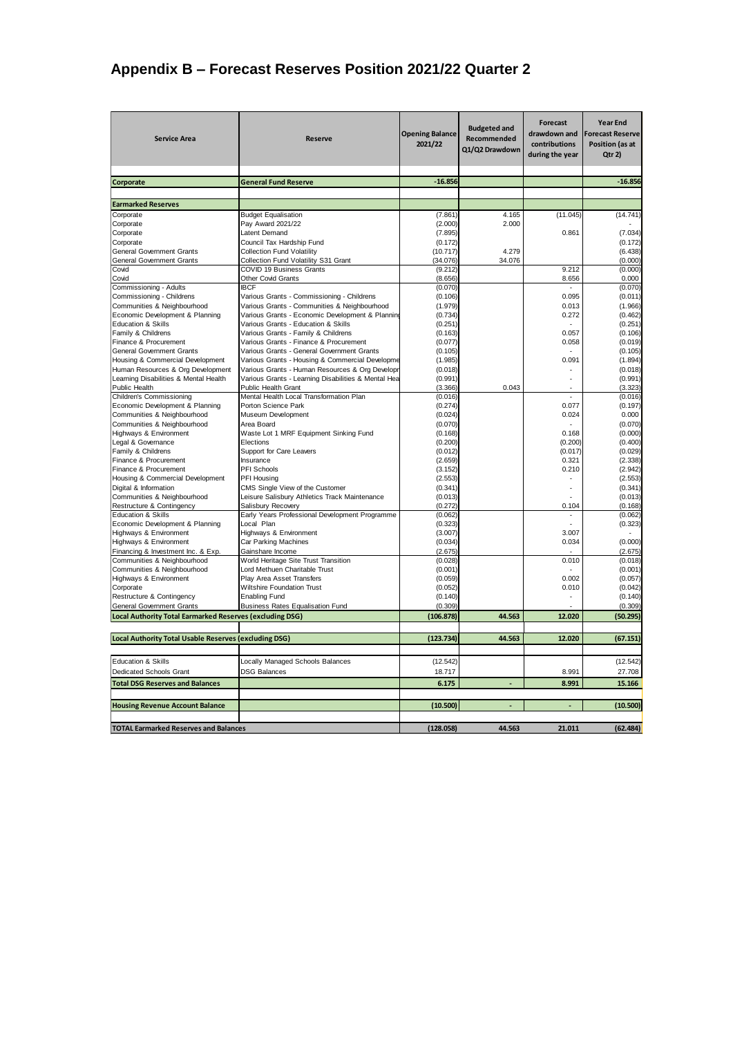# Appendix B – Forecast Reserves Position 2021/22 Quarter 2

| Service Area | Reserve | Opening Balance 2021/22 | Budgeted and Recommended Q1/Q2 Drawdown | Forecast drawdown and contributions during the year | Year End Forecast Reserve Position (as at Qtr 2) |
|---|---|---|---|---|---|
| **Corporate** | **General Fund Reserve** | -16.856 | | | -16.856 |
| | | | | | |
| **Earmarked Reserves** | | | | | |
| Corporate | Budget Equalisation | (7.861) | 4.165 | (11.045) | (14.741) |
| Corporate | Pay Award 2021/22 | (2.000) | 2.000 | | - |
| Corporate | Latent Demand | (7.895) | | 0.861 | (7.034) |
| Corporate | Council Tax Hardship Fund | (0.172) | | | (0.172) |
| General Government Grants | Collection Fund Volatility | (10.717) | 4.279 | | (6.438) |
| General Government Grants | Collection Fund Volatility S31 Grant | (34.076) | 34.076 | | (0.000) |
| Covid | COVID 19 Business Grants | (9.212) | | 9.212 | (0.000) |
| Covid | Other Covid Grants | (8.656) | | 8.656 | 0.000 |
| Commissioning - Adults | IBCF | (0.070) | | - | (0.070) |
| Commissioning - Childrens | Various Grants - Commissioning - Childrens | (0.106) | | 0.095 | (0.011) |
| Communities & Neighbourhood | Various Grants - Communities & Neighbourhood | (1.979) | | 0.013 | (1.966) |
| Economic Development & Planning | Various Grants - Economic Development & Planning | (0.734) | | 0.272 | (0.462) |
| Education & Skills | Various Grants - Education & Skills | (0.251) | | - | (0.251) |
| Family & Childrens | Various Grants - Family & Childrens | (0.163) | | 0.057 | (0.106) |
| Finance & Procurement | Various Grants - Finance & Procurement | (0.077) | | 0.058 | (0.019) |
| General Government Grants | Various Grants - General Government Grants | (0.105) | | - | (0.105) |
| Housing & Commercial Development | Various Grants - Housing & Commercial Developme | (1.985) | | 0.091 | (1.894) |
| Human Resources & Org Development | Various Grants - Human Resources & Org Developr | (0.018) | | - | (0.018) |
| Learning Disabilities & Mental Health | Various Grants - Learning Disabilities & Mental Hea | (0.991) | | - | (0.991) |
| Public Health | Public Health Grant | (3.366) | 0.043 | - | (3.323) |
| Children's Commissioning | Mental Health Local Transformation Plan | (0.016) | | - | (0.016) |
| Economic Development & Planning | Porton Science Park | (0.274) | | 0.077 | (0.197) |
| Communities & Neighbourhood | Museum Development | (0.024) | | 0.024 | 0.000 |
| Communities & Neighbourhood | Area Board | (0.070) | | - | (0.070) |
| Highways & Environment | Waste Lot 1 MRF Equipment Sinking Fund | (0.168) | | 0.168 | (0.000) |
| Legal & Governance | Elections | (0.200) | | (0.200) | (0.400) |
| Family & Childrens | Support for Care Leavers | (0.012) | | (0.017) | (0.029) |
| Finance & Procurement | Insurance | (2.659) | | 0.321 | (2.338) |
| Finance & Procurement | PFI Schools | (3.152) | | 0.210 | (2.942) |
| Housing & Commercial Development | PFI Housing | (2.553) | | - | (2.553) |
| Digital & Information | CMS Single View of the Customer | (0.341) | | - | (0.341) |
| Communities & Neighbourhood | Leisure Salisbury Athletics Track Maintenance | (0.013) | | - | (0.013) |
| Restructure & Contingency | Salisbury Recovery | (0.272) | | 0.104 | (0.168) |
| Education & Skills | Early Years Professional Development Programme | (0.062) | | - | (0.062) |
| Economic Development & Planning | Local Plan | (0.323) | | - | (0.323) |
| Highways & Environment | Highways & Environment | (3.007) | | 3.007 | - |
| Highways & Environment | Car Parking Machines | (0.034) | | 0.034 | (0.000) |
| Financing & Investment Inc. & Exp. | Gainshare Income | (2.675) | | - | (2.675) |
| Communities & Neighbourhood | World Heritage Site Trust Transition | (0.028) | | 0.010 | (0.018) |
| Communities & Neighbourhood | Lord Methuen Charitable Trust | (0.001) | | - | (0.001) |
| Highways & Environment | Play Area Asset Transfers | (0.059) | | 0.002 | (0.057) |
| Corporate | Wiltshire Foundation Trust | (0.052) | | 0.010 | (0.042) |
| Restructure & Contingency | Enabling Fund | (0.140) | | - | (0.140) |
| General Government Grants | Business Rates Equalisation Fund | (0.309) | | - | (0.309) |
| **Local Authority Total Earmarked Reserves (excluding DSG)** | | **(106.878)** | **44.563** | **12.020** | **(50.295)** |
| | | | | | |
| **Local Authority Total Usable Reserves (excluding DSG)** | | **(123.734)** | **44.563** | **12.020** | **(67.151)** |
| | | | | | |
| Education & Skills | Locally Managed Schools Balances | (12.542) | | | (12.542) |
| Dedicated Schools Grant | DSG Balances | 18.717 | | 8.991 | 27.708 |
| **Total DSG Reserves and Balances** | | **6.175** | **-** | **8.991** | **15.166** |
| | | | | | |
| **Housing Revenue Account Balance** | | **(10.500)** | **-** | **-** | **(10.500)** |
| | | | | | |
| **TOTAL Earmarked Reserves and Balances** | | **(128.058)** | **44.563** | **21.011** | **(62.484)** |